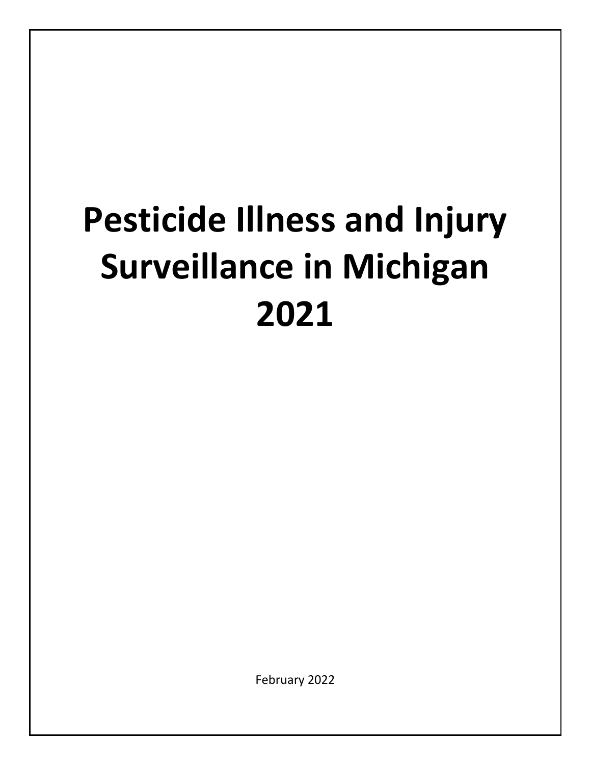# Pesticide Illness and Injury Surveillance in Michigan 2021

February 2022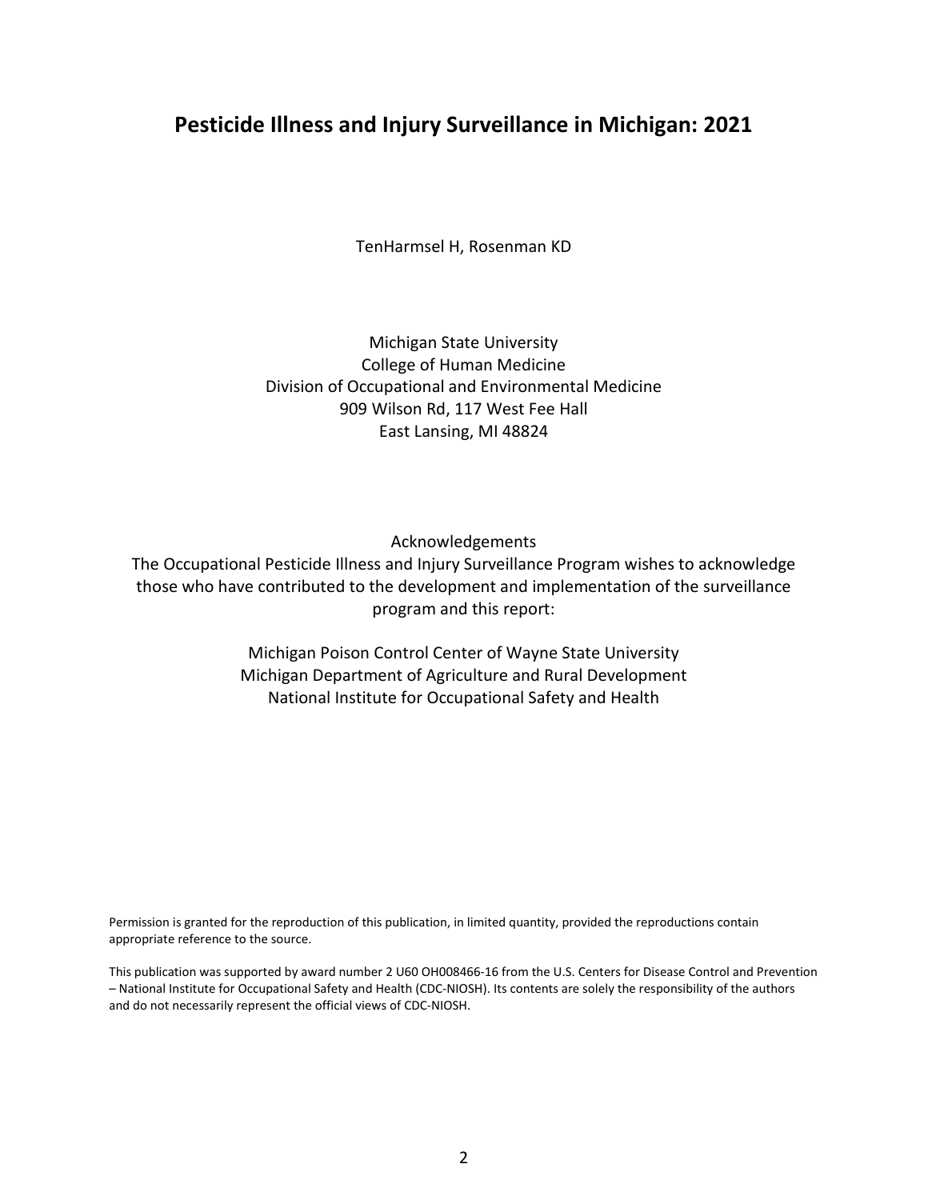# Pesticide Illness and Injury Surveillance in Michigan: 2021

TenHarmsel H, Rosenman KD

Michigan State University
College of Human Medicine
Division of Occupational and Environmental Medicine
909 Wilson Rd, 117 West Fee Hall
East Lansing, MI 48824

Acknowledgements

The Occupational Pesticide Illness and Injury Surveillance Program wishes to acknowledge those who have contributed to the development and implementation of the surveillance program and this report:

Michigan Poison Control Center of Wayne State University
Michigan Department of Agriculture and Rural Development
National Institute for Occupational Safety and Health

Permission is granted for the reproduction of this publication, in limited quantity, provided the reproductions contain appropriate reference to the source.

This publication was supported by award number 2 U60 OH008466-16 from the U.S. Centers for Disease Control and Prevention – National Institute for Occupational Safety and Health (CDC-NIOSH). Its contents are solely the responsibility of the authors and do not necessarily represent the official views of CDC-NIOSH.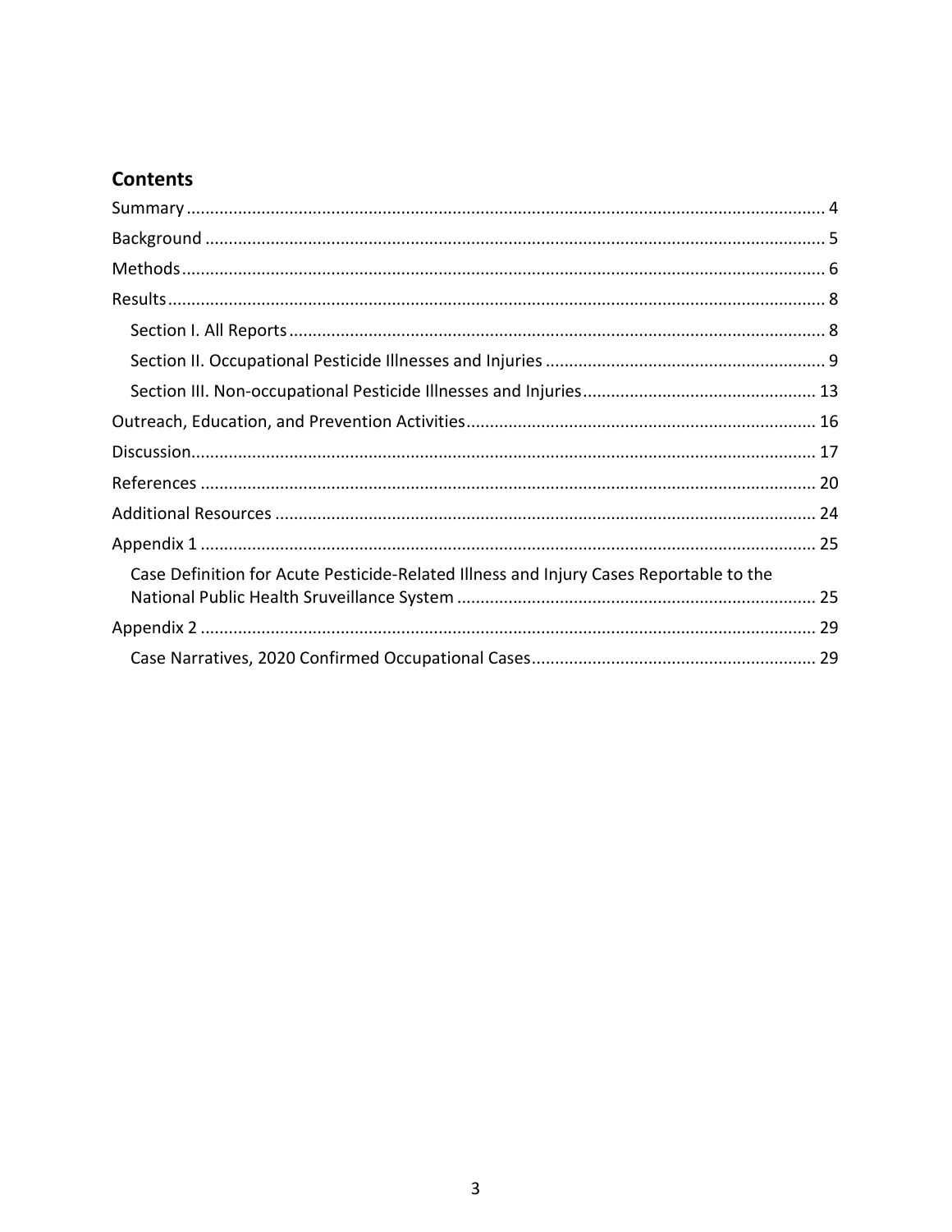## Contents

Summary ........................................................................................................................ 4

Background .................................................................................................................... 5

Methods ......................................................................................................................... 6

Results ........................................................................................................................... 8

- Section I. All Reports ................................................................................................. 8
- Section II. Occupational Pesticide Illnesses and Injuries ............................................................ 9
- Section III. Non-occupational Pesticide Illnesses and Injuries ................................................. 13

Outreach, Education, and Prevention Activities .......................................................................... 16

Discussion ..................................................................................................................... 17

References .................................................................................................................... 20

Additional Resources ..................................................................................................... 24

Appendix 1 .................................................................................................................... 25

- Case Definition for Acute Pesticide-Related Illness and Injury Cases Reportable to the National Public Health Sruveillance System ............................................................................ 25

Appendix 2 .................................................................................................................... 29

- Case Narratives, 2020 Confirmed Occupational Cases ............................................................ 29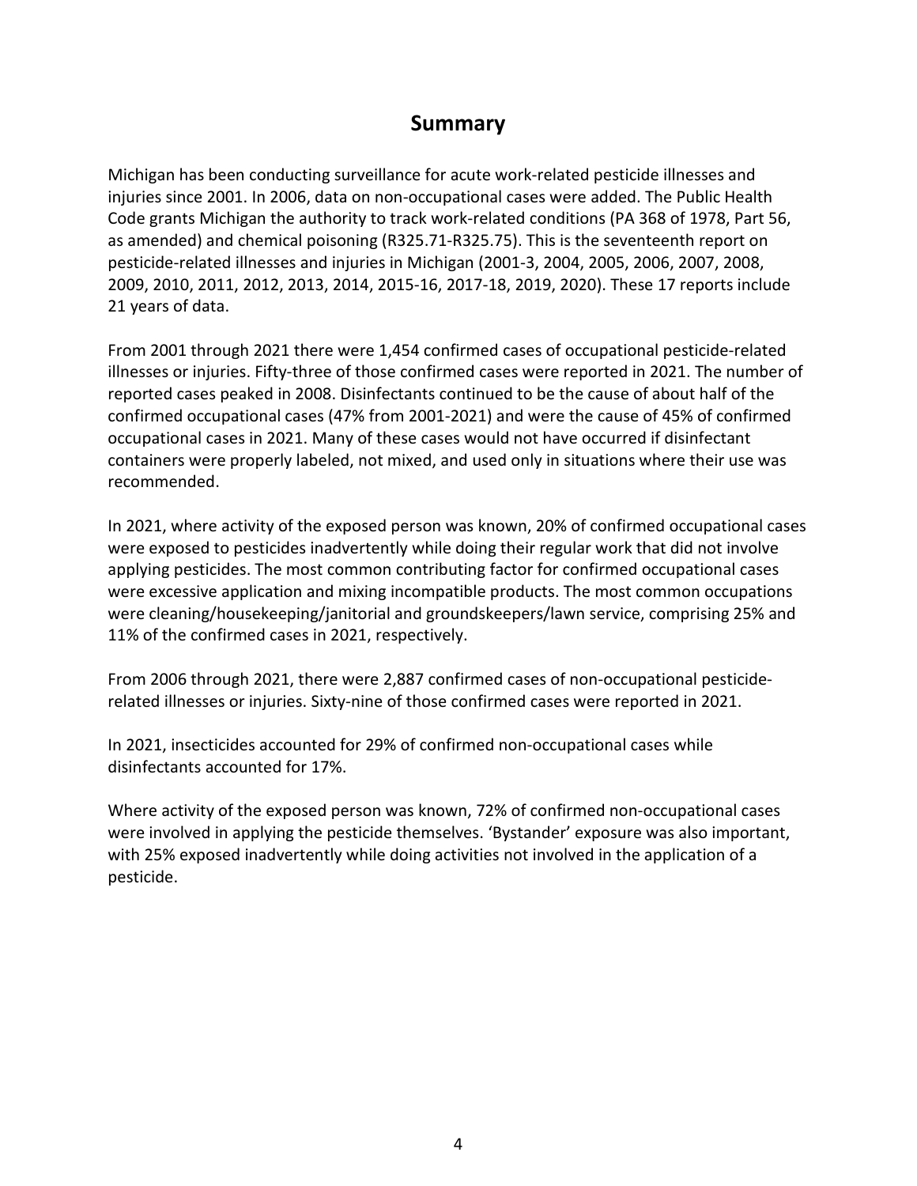## Summary

Michigan has been conducting surveillance for acute work-related pesticide illnesses and injuries since 2001. In 2006, data on non-occupational cases were added. The Public Health Code grants Michigan the authority to track work-related conditions (PA 368 of 1978, Part 56, as amended) and chemical poisoning (R325.71-R325.75). This is the seventeenth report on pesticide-related illnesses and injuries in Michigan (2001-3, 2004, 2005, 2006, 2007, 2008, 2009, 2010, 2011, 2012, 2013, 2014, 2015-16, 2017-18, 2019, 2020). These 17 reports include 21 years of data.

From 2001 through 2021 there were 1,454 confirmed cases of occupational pesticide-related illnesses or injuries. Fifty-three of those confirmed cases were reported in 2021. The number of reported cases peaked in 2008. Disinfectants continued to be the cause of about half of the confirmed occupational cases (47% from 2001-2021) and were the cause of 45% of confirmed occupational cases in 2021. Many of these cases would not have occurred if disinfectant containers were properly labeled, not mixed, and used only in situations where their use was recommended.

In 2021, where activity of the exposed person was known, 20% of confirmed occupational cases were exposed to pesticides inadvertently while doing their regular work that did not involve applying pesticides. The most common contributing factor for confirmed occupational cases were excessive application and mixing incompatible products. The most common occupations were cleaning/housekeeping/janitorial and groundskeepers/lawn service, comprising 25% and 11% of the confirmed cases in 2021, respectively.

From 2006 through 2021, there were 2,887 confirmed cases of non-occupational pesticide-related illnesses or injuries. Sixty-nine of those confirmed cases were reported in 2021.

In 2021, insecticides accounted for 29% of confirmed non-occupational cases while disinfectants accounted for 17%.

Where activity of the exposed person was known, 72% of confirmed non-occupational cases were involved in applying the pesticide themselves. 'Bystander' exposure was also important, with 25% exposed inadvertently while doing activities not involved in the application of a pesticide.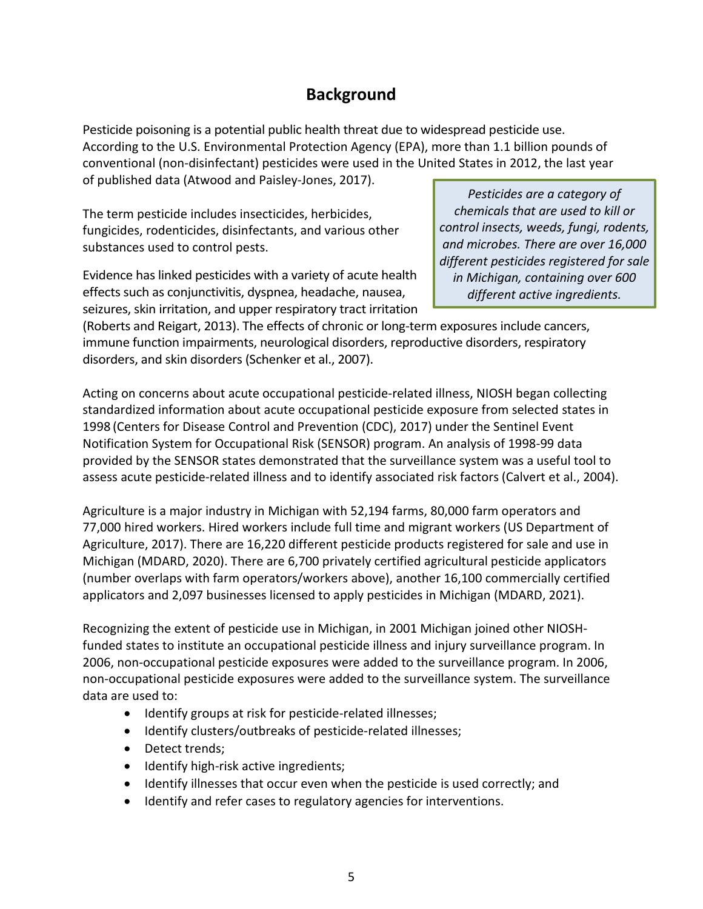## Background

Pesticide poisoning is a potential public health threat due to widespread pesticide use. According to the U.S. Environmental Protection Agency (EPA), more than 1.1 billion pounds of conventional (non-disinfectant) pesticides were used in the United States in 2012, the last year of published data (Atwood and Paisley-Jones, 2017).

> *Pesticides are a category of chemicals that are used to kill or control insects, weeds, fungi, rodents, and microbes. There are over 16,000 different pesticides registered for sale in Michigan, containing over 600 different active ingredients.*

The term pesticide includes insecticides, herbicides, fungicides, rodenticides, disinfectants, and various other substances used to control pests.

Evidence has linked pesticides with a variety of acute health effects such as conjunctivitis, dyspnea, headache, nausea, seizures, skin irritation, and upper respiratory tract irritation (Roberts and Reigart, 2013). The effects of chronic or long-term exposures include cancers, immune function impairments, neurological disorders, reproductive disorders, respiratory disorders, and skin disorders (Schenker et al., 2007).

Acting on concerns about acute occupational pesticide-related illness, NIOSH began collecting standardized information about acute occupational pesticide exposure from selected states in 1998 (Centers for Disease Control and Prevention (CDC), 2017) under the Sentinel Event Notification System for Occupational Risk (SENSOR) program. An analysis of 1998-99 data provided by the SENSOR states demonstrated that the surveillance system was a useful tool to assess acute pesticide-related illness and to identify associated risk factors (Calvert et al., 2004).

Agriculture is a major industry in Michigan with 52,194 farms, 80,000 farm operators and 77,000 hired workers. Hired workers include full time and migrant workers (US Department of Agriculture, 2017). There are 16,220 different pesticide products registered for sale and use in Michigan (MDARD, 2020). There are 6,700 privately certified agricultural pesticide applicators (number overlaps with farm operators/workers above), another 16,100 commercially certified applicators and 2,097 businesses licensed to apply pesticides in Michigan (MDARD, 2021).

Recognizing the extent of pesticide use in Michigan, in 2001 Michigan joined other NIOSH-funded states to institute an occupational pesticide illness and injury surveillance program. In 2006, non-occupational pesticide exposures were added to the surveillance program. In 2006, non-occupational pesticide exposures were added to the surveillance system. The surveillance data are used to:

- Identify groups at risk for pesticide-related illnesses;
- Identify clusters/outbreaks of pesticide-related illnesses;
- Detect trends;
- Identify high-risk active ingredients;
- Identify illnesses that occur even when the pesticide is used correctly; and
- Identify and refer cases to regulatory agencies for interventions.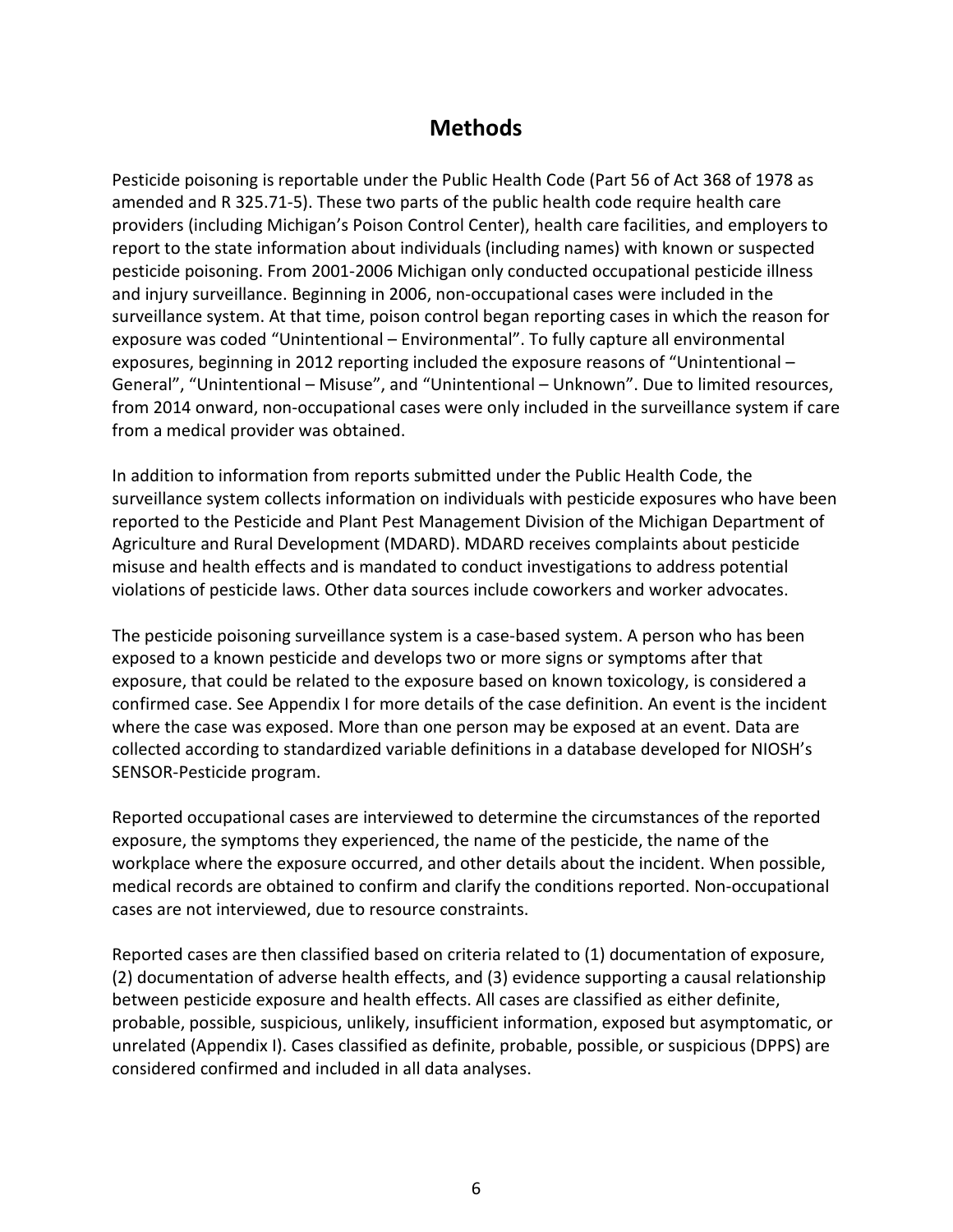# Methods

Pesticide poisoning is reportable under the Public Health Code (Part 56 of Act 368 of 1978 as amended and R 325.71-5). These two parts of the public health code require health care providers (including Michigan's Poison Control Center), health care facilities, and employers to report to the state information about individuals (including names) with known or suspected pesticide poisoning. From 2001-2006 Michigan only conducted occupational pesticide illness and injury surveillance. Beginning in 2006, non-occupational cases were included in the surveillance system. At that time, poison control began reporting cases in which the reason for exposure was coded "Unintentional – Environmental". To fully capture all environmental exposures, beginning in 2012 reporting included the exposure reasons of "Unintentional – General", "Unintentional – Misuse", and "Unintentional – Unknown". Due to limited resources, from 2014 onward, non-occupational cases were only included in the surveillance system if care from a medical provider was obtained.

In addition to information from reports submitted under the Public Health Code, the surveillance system collects information on individuals with pesticide exposures who have been reported to the Pesticide and Plant Pest Management Division of the Michigan Department of Agriculture and Rural Development (MDARD). MDARD receives complaints about pesticide misuse and health effects and is mandated to conduct investigations to address potential violations of pesticide laws. Other data sources include coworkers and worker advocates.

The pesticide poisoning surveillance system is a case-based system. A person who has been exposed to a known pesticide and develops two or more signs or symptoms after that exposure, that could be related to the exposure based on known toxicology, is considered a confirmed case. See Appendix I for more details of the case definition. An event is the incident where the case was exposed. More than one person may be exposed at an event. Data are collected according to standardized variable definitions in a database developed for NIOSH's SENSOR-Pesticide program.

Reported occupational cases are interviewed to determine the circumstances of the reported exposure, the symptoms they experienced, the name of the pesticide, the name of the workplace where the exposure occurred, and other details about the incident. When possible, medical records are obtained to confirm and clarify the conditions reported. Non-occupational cases are not interviewed, due to resource constraints.

Reported cases are then classified based on criteria related to (1) documentation of exposure, (2) documentation of adverse health effects, and (3) evidence supporting a causal relationship between pesticide exposure and health effects. All cases are classified as either definite, probable, possible, suspicious, unlikely, insufficient information, exposed but asymptomatic, or unrelated (Appendix I). Cases classified as definite, probable, possible, or suspicious (DPPS) are considered confirmed and included in all data analyses.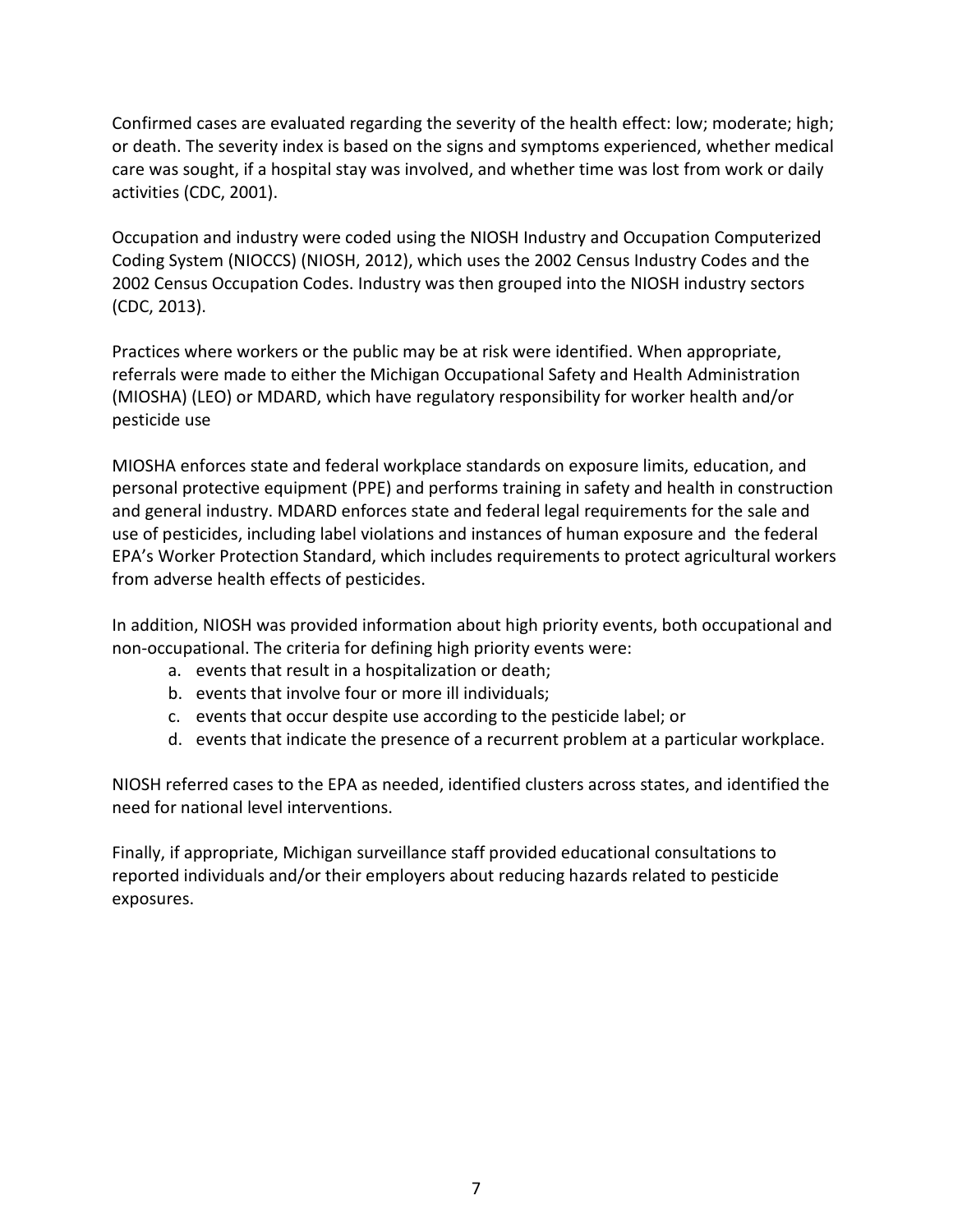Confirmed cases are evaluated regarding the severity of the health effect: low; moderate; high; or death. The severity index is based on the signs and symptoms experienced, whether medical care was sought, if a hospital stay was involved, and whether time was lost from work or daily activities (CDC, 2001).

Occupation and industry were coded using the NIOSH Industry and Occupation Computerized Coding System (NIOCCS) (NIOSH, 2012), which uses the 2002 Census Industry Codes and the 2002 Census Occupation Codes. Industry was then grouped into the NIOSH industry sectors (CDC, 2013).

Practices where workers or the public may be at risk were identified. When appropriate, referrals were made to either the Michigan Occupational Safety and Health Administration (MIOSHA) (LEO) or MDARD, which have regulatory responsibility for worker health and/or pesticide use

MIOSHA enforces state and federal workplace standards on exposure limits, education, and personal protective equipment (PPE) and performs training in safety and health in construction and general industry. MDARD enforces state and federal legal requirements for the sale and use of pesticides, including label violations and instances of human exposure and the federal EPA's Worker Protection Standard, which includes requirements to protect agricultural workers from adverse health effects of pesticides.

In addition, NIOSH was provided information about high priority events, both occupational and non-occupational. The criteria for defining high priority events were:

a. events that result in a hospitalization or death;
b. events that involve four or more ill individuals;
c. events that occur despite use according to the pesticide label; or
d. events that indicate the presence of a recurrent problem at a particular workplace.

NIOSH referred cases to the EPA as needed, identified clusters across states, and identified the need for national level interventions.

Finally, if appropriate, Michigan surveillance staff provided educational consultations to reported individuals and/or their employers about reducing hazards related to pesticide exposures.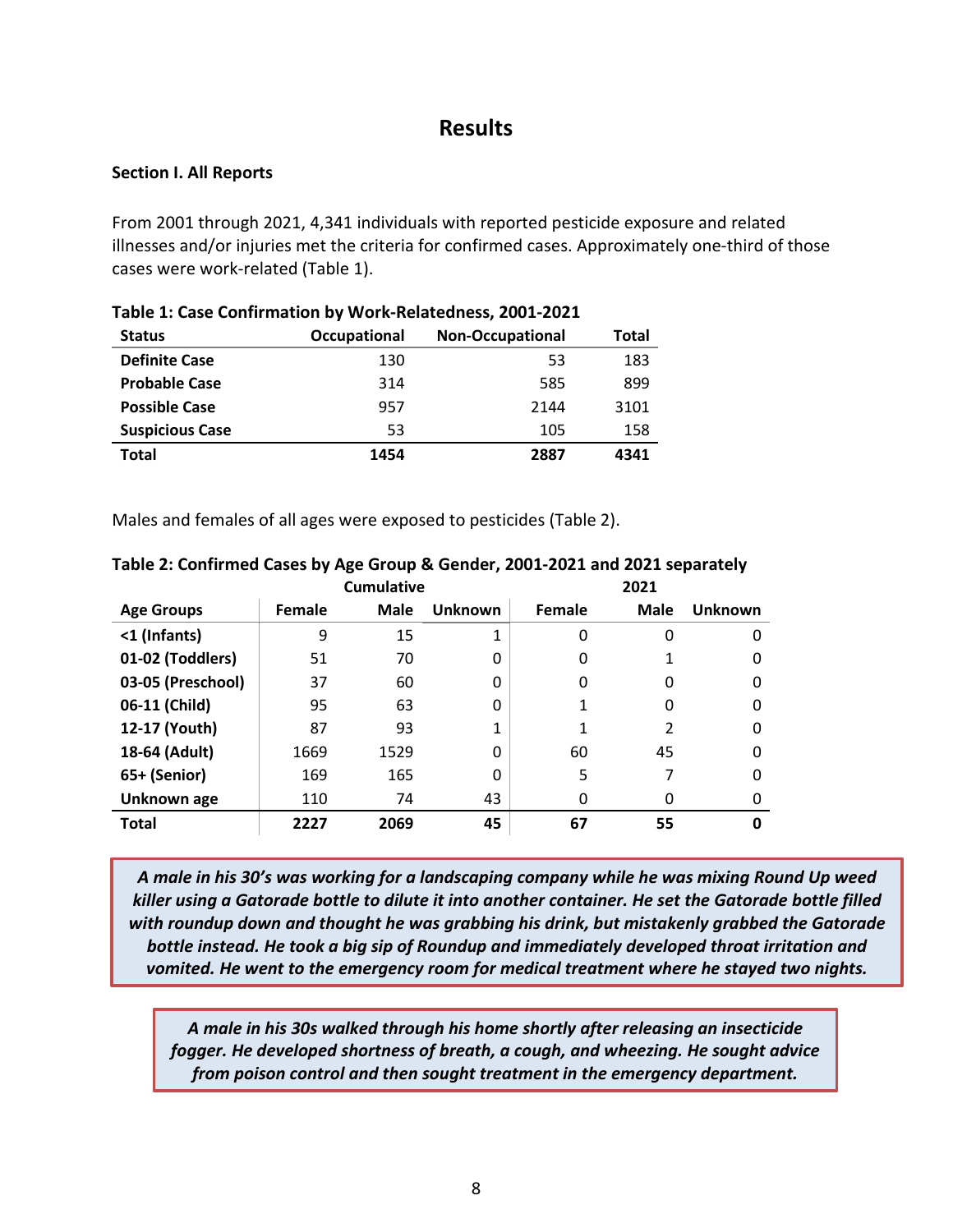# Results

**Section I. All Reports**

From 2001 through 2021, 4,341 individuals with reported pesticide exposure and related illnesses and/or injuries met the criteria for confirmed cases. Approximately one-third of those cases were work-related (Table 1).

**Table 1: Case Confirmation by Work-Relatedness, 2001-2021**

| Status | Occupational | Non-Occupational | Total |
|---|---|---|---|
| **Definite Case** | 130 | 53 | 183 |
| **Probable Case** | 314 | 585 | 899 |
| **Possible Case** | 957 | 2144 | 3101 |
| **Suspicious Case** | 53 | 105 | 158 |
| **Total** | **1454** | **2887** | **4341** |

Males and females of all ages were exposed to pesticides (Table 2).

**Table 2: Confirmed Cases by Age Group & Gender, 2001-2021 and 2021 separately**

| | Cumulative | | | 2021 | | |
|---|---|---|---|---|---|---|
| **Age Groups** | **Female** | **Male** | **Unknown** | **Female** | **Male** | **Unknown** |
| **<1 (Infants)** | 9 | 15 | 1 | 0 | 0 | 0 |
| **01-02 (Toddlers)** | 51 | 70 | 0 | 0 | 1 | 0 |
| **03-05 (Preschool)** | 37 | 60 | 0 | 0 | 0 | 0 |
| **06-11 (Child)** | 95 | 63 | 0 | 1 | 0 | 0 |
| **12-17 (Youth)** | 87 | 93 | 1 | 1 | 2 | 0 |
| **18-64 (Adult)** | 1669 | 1529 | 0 | 60 | 45 | 0 |
| **65+ (Senior)** | 169 | 165 | 0 | 5 | 7 | 0 |
| **Unknown age** | 110 | 74 | 43 | 0 | 0 | 0 |
| **Total** | **2227** | **2069** | **45** | **67** | **55** | **0** |

***A male in his 30's was working for a landscaping company while he was mixing Round Up weed killer using a Gatorade bottle to dilute it into another container. He set the Gatorade bottle filled with roundup down and thought he was grabbing his drink, but mistakenly grabbed the Gatorade bottle instead. He took a big sip of Roundup and immediately developed throat irritation and vomited. He went to the emergency room for medical treatment where he stayed two nights.***

***A male in his 30s walked through his home shortly after releasing an insecticide fogger. He developed shortness of breath, a cough, and wheezing. He sought advice from poison control and then sought treatment in the emergency department.***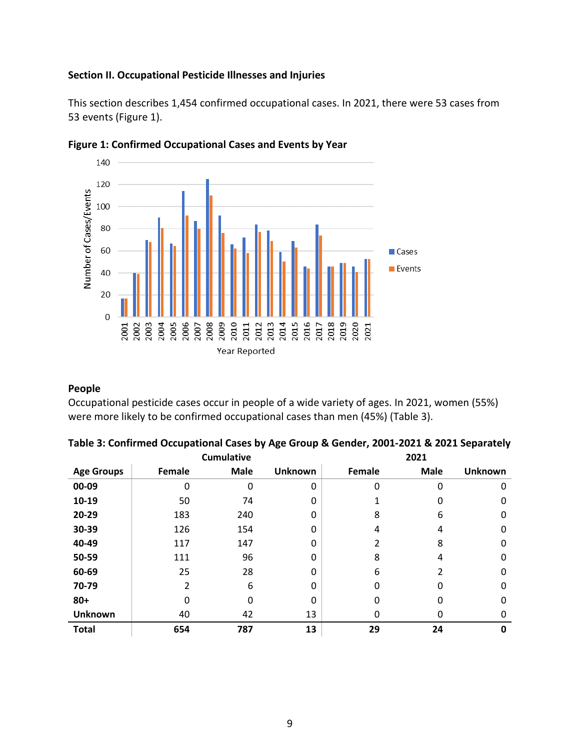## Section II. Occupational Pesticide Illnesses and Injuries

This section describes 1,454 confirmed occupational cases. In 2021, there were 53 cases from 53 events (Figure 1).

**Figure 1: Confirmed Occupational Cases and Events by Year**

### People

Occupational pesticide cases occur in people of a wide variety of ages. In 2021, women (55%) were more likely to be confirmed occupational cases than men (45%) (Table 3).

**Table 3: Confirmed Occupational Cases by Age Group & Gender, 2001-2021 & 2021 Separately**

| | Cumulative | | | 2021 | | |
|---|---|---|---|---|---|---|
| **Age Groups** | **Female** | **Male** | **Unknown** | **Female** | **Male** | **Unknown** |
| **00-09** | 0 | 0 | 0 | 0 | 0 | 0 |
| **10-19** | 50 | 74 | 0 | 1 | 0 | 0 |
| **20-29** | 183 | 240 | 0 | 8 | 6 | 0 |
| **30-39** | 126 | 154 | 0 | 4 | 4 | 0 |
| **40-49** | 117 | 147 | 0 | 2 | 8 | 0 |
| **50-59** | 111 | 96 | 0 | 8 | 4 | 0 |
| **60-69** | 25 | 28 | 0 | 6 | 2 | 0 |
| **70-79** | 2 | 6 | 0 | 0 | 0 | 0 |
| **80+** | 0 | 0 | 0 | 0 | 0 | 0 |
| **Unknown** | 40 | 42 | 13 | 0 | 0 | 0 |
| **Total** | **654** | **787** | **13** | **29** | **24** | **0** |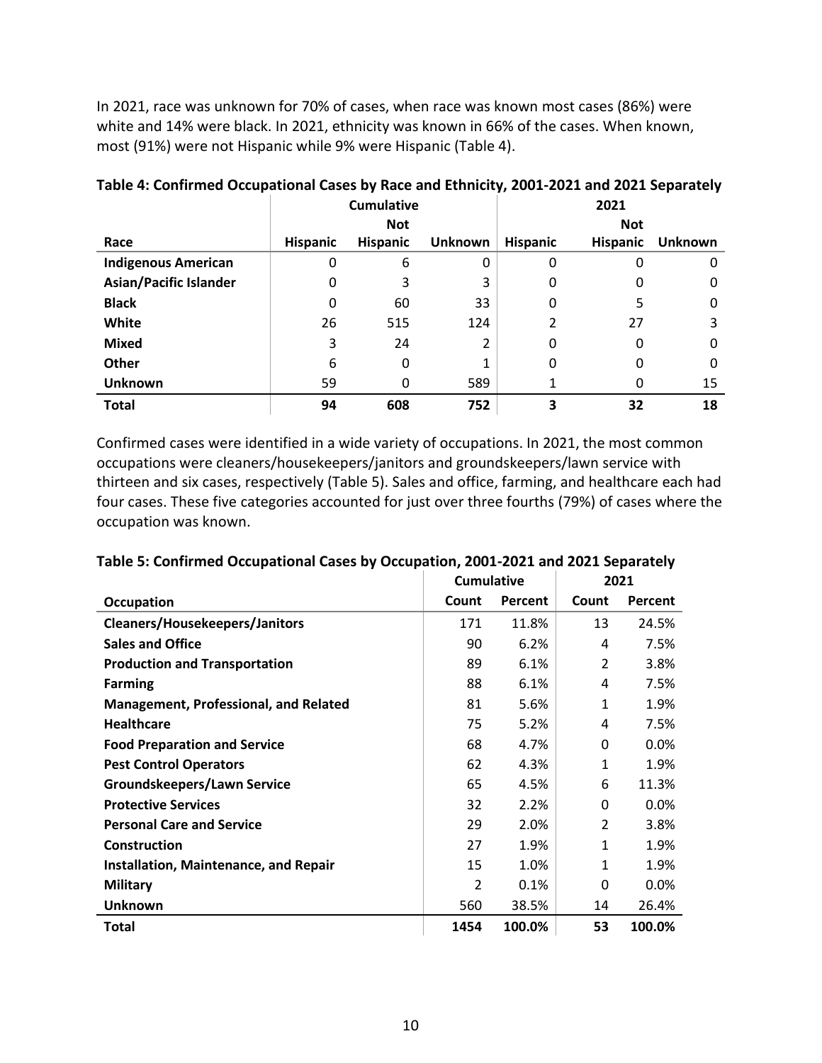In 2021, race was unknown for 70% of cases, when race was known most cases (86%) were white and 14% were black. In 2021, ethnicity was known in 66% of the cases. When known, most (91%) were not Hispanic while 9% were Hispanic (Table 4).

**Table 4: Confirmed Occupational Cases by Race and Ethnicity, 2001-2021 and 2021 Separately**

| | Cumulative | | | 2021 | | |
|---|---|---|---|---|---|---|
| **Race** | **Hispanic** | **Not Hispanic** | **Unknown** | **Hispanic** | **Not Hispanic** | **Unknown** |
| **Indigenous American** | 0 | 6 | 0 | 0 | 0 | 0 |
| **Asian/Pacific Islander** | 0 | 3 | 3 | 0 | 0 | 0 |
| **Black** | 0 | 60 | 33 | 0 | 5 | 0 |
| **White** | 26 | 515 | 124 | 2 | 27 | 3 |
| **Mixed** | 3 | 24 | 2 | 0 | 0 | 0 |
| **Other** | 6 | 0 | 1 | 0 | 0 | 0 |
| **Unknown** | 59 | 0 | 589 | 1 | 0 | 15 |
| **Total** | **94** | **608** | **752** | **3** | **32** | **18** |

Confirmed cases were identified in a wide variety of occupations. In 2021, the most common occupations were cleaners/housekeepers/janitors and groundskeepers/lawn service with thirteen and six cases, respectively (Table 5). Sales and office, farming, and healthcare each had four cases. These five categories accounted for just over three fourths (79%) of cases where the occupation was known.

**Table 5: Confirmed Occupational Cases by Occupation, 2001-2021 and 2021 Separately**

| | Cumulative | | 2021 | |
|---|---|---|---|---|
| **Occupation** | **Count** | **Percent** | **Count** | **Percent** |
| **Cleaners/Housekeepers/Janitors** | 171 | 11.8% | 13 | 24.5% |
| **Sales and Office** | 90 | 6.2% | 4 | 7.5% |
| **Production and Transportation** | 89 | 6.1% | 2 | 3.8% |
| **Farming** | 88 | 6.1% | 4 | 7.5% |
| **Management, Professional, and Related** | 81 | 5.6% | 1 | 1.9% |
| **Healthcare** | 75 | 5.2% | 4 | 7.5% |
| **Food Preparation and Service** | 68 | 4.7% | 0 | 0.0% |
| **Pest Control Operators** | 62 | 4.3% | 1 | 1.9% |
| **Groundskeepers/Lawn Service** | 65 | 4.5% | 6 | 11.3% |
| **Protective Services** | 32 | 2.2% | 0 | 0.0% |
| **Personal Care and Service** | 29 | 2.0% | 2 | 3.8% |
| **Construction** | 27 | 1.9% | 1 | 1.9% |
| **Installation, Maintenance, and Repair** | 15 | 1.0% | 1 | 1.9% |
| **Military** | 2 | 0.1% | 0 | 0.0% |
| **Unknown** | 560 | 38.5% | 14 | 26.4% |
| **Total** | **1454** | **100.0%** | **53** | **100.0%** |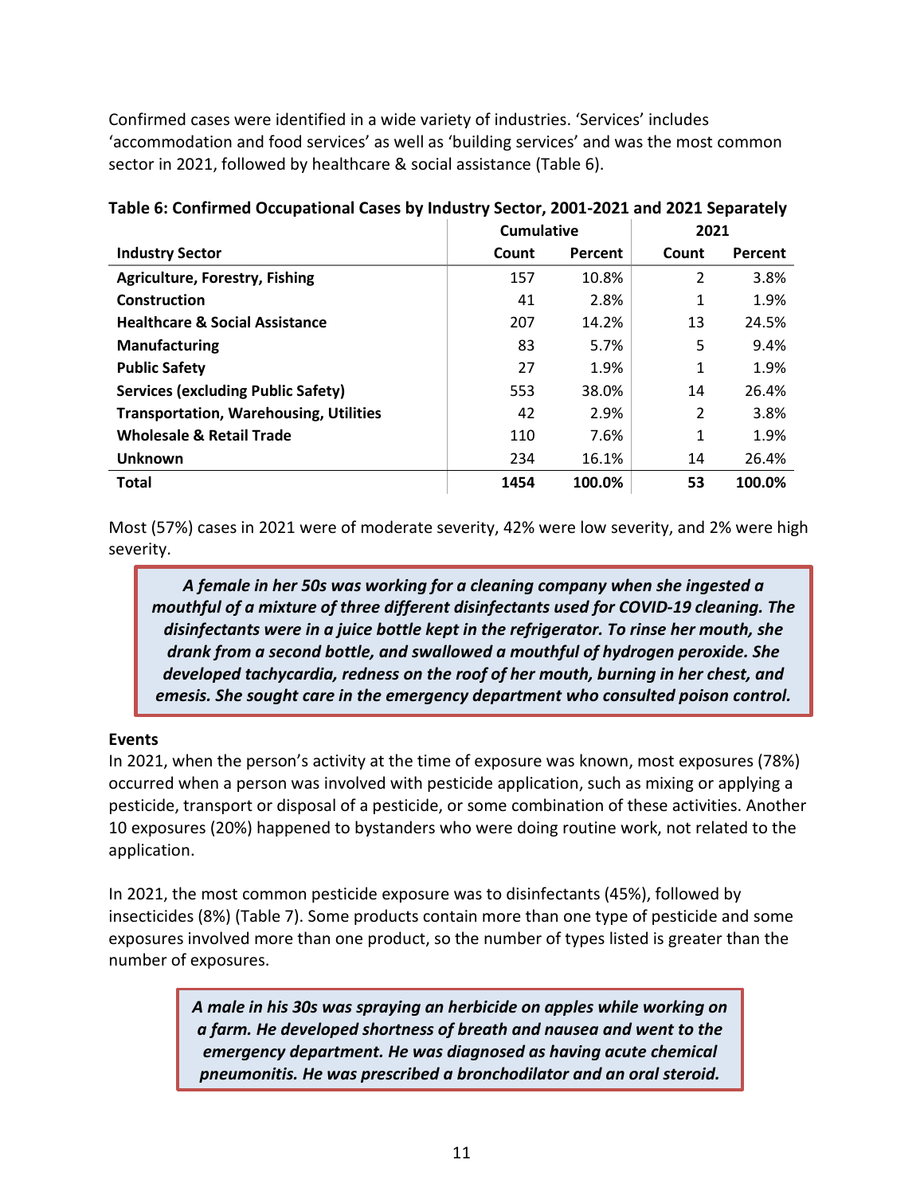Confirmed cases were identified in a wide variety of industries. 'Services' includes 'accommodation and food services' as well as 'building services' and was the most common sector in 2021, followed by healthcare & social assistance (Table 6).

**Table 6: Confirmed Occupational Cases by Industry Sector, 2001-2021 and 2021 Separately**

| | Cumulative | | 2021 | |
|---|---|---|---|---|
| **Industry Sector** | **Count** | **Percent** | **Count** | **Percent** |
| **Agriculture, Forestry, Fishing** | 157 | 10.8% | 2 | 3.8% |
| **Construction** | 41 | 2.8% | 1 | 1.9% |
| **Healthcare & Social Assistance** | 207 | 14.2% | 13 | 24.5% |
| **Manufacturing** | 83 | 5.7% | 5 | 9.4% |
| **Public Safety** | 27 | 1.9% | 1 | 1.9% |
| **Services (excluding Public Safety)** | 553 | 38.0% | 14 | 26.4% |
| **Transportation, Warehousing, Utilities** | 42 | 2.9% | 2 | 3.8% |
| **Wholesale & Retail Trade** | 110 | 7.6% | 1 | 1.9% |
| **Unknown** | 234 | 16.1% | 14 | 26.4% |
| **Total** | **1454** | **100.0%** | **53** | **100.0%** |

Most (57%) cases in 2021 were of moderate severity, 42% were low severity, and 2% were high severity.

> ***A female in her 50s was working for a cleaning company when she ingested a mouthful of a mixture of three different disinfectants used for COVID-19 cleaning. The disinfectants were in a juice bottle kept in the refrigerator. To rinse her mouth, she drank from a second bottle, and swallowed a mouthful of hydrogen peroxide. She developed tachycardia, redness on the roof of her mouth, burning in her chest, and emesis. She sought care in the emergency department who consulted poison control.***

**Events**

In 2021, when the person's activity at the time of exposure was known, most exposures (78%) occurred when a person was involved with pesticide application, such as mixing or applying a pesticide, transport or disposal of a pesticide, or some combination of these activities. Another 10 exposures (20%) happened to bystanders who were doing routine work, not related to the application.

In 2021, the most common pesticide exposure was to disinfectants (45%), followed by insecticides (8%) (Table 7). Some products contain more than one type of pesticide and some exposures involved more than one product, so the number of types listed is greater than the number of exposures.

> ***A male in his 30s was spraying an herbicide on apples while working on a farm. He developed shortness of breath and nausea and went to the emergency department. He was diagnosed as having acute chemical pneumonitis. He was prescribed a bronchodilator and an oral steroid.***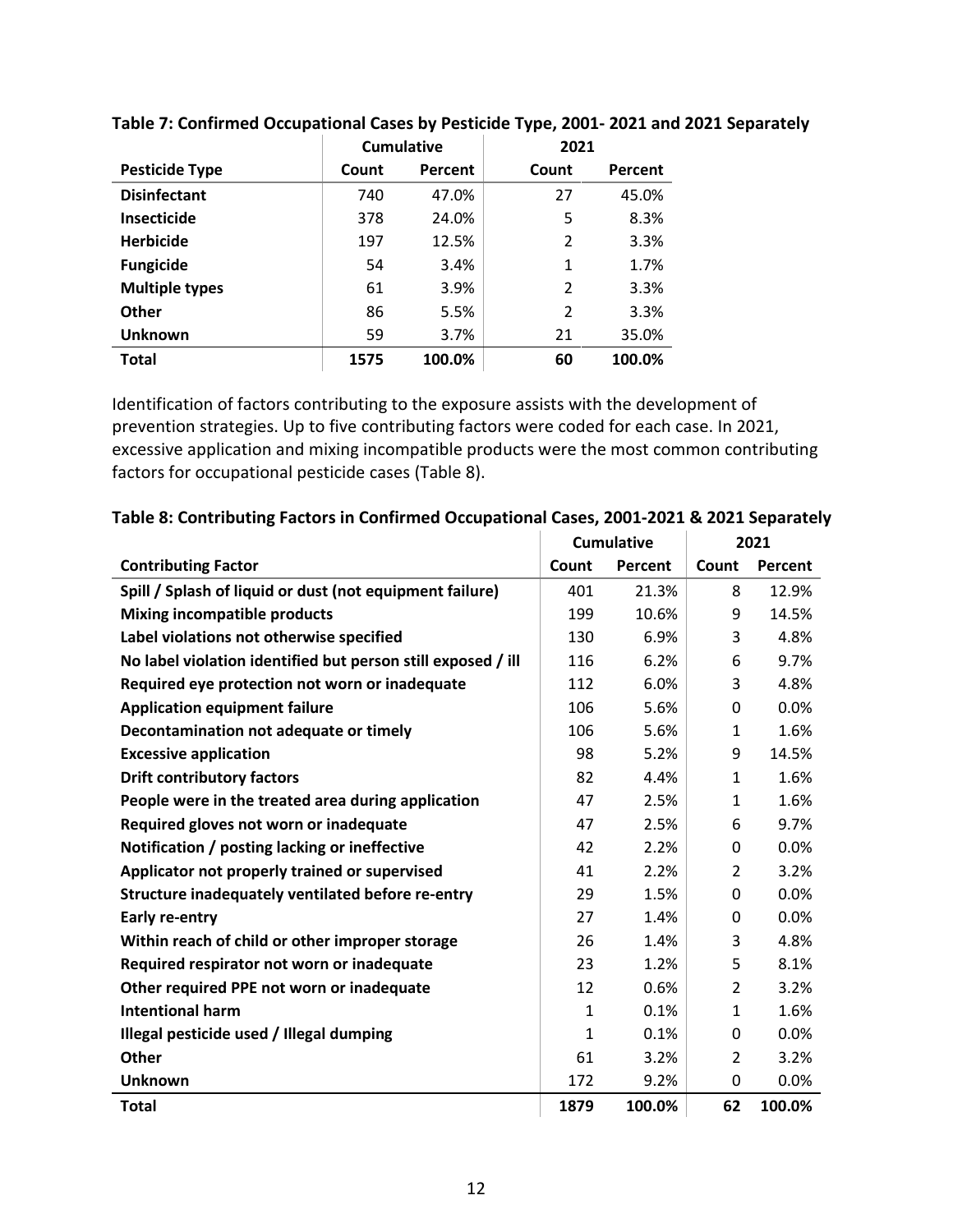**Table 7: Confirmed Occupational Cases by Pesticide Type, 2001- 2021 and 2021 Separately**

| | Cumulative | | 2021 | |
|---|---|---|---|---|
| **Pesticide Type** | **Count** | **Percent** | **Count** | **Percent** |
| **Disinfectant** | 740 | 47.0% | 27 | 45.0% |
| **Insecticide** | 378 | 24.0% | 5 | 8.3% |
| **Herbicide** | 197 | 12.5% | 2 | 3.3% |
| **Fungicide** | 54 | 3.4% | 1 | 1.7% |
| **Multiple types** | 61 | 3.9% | 2 | 3.3% |
| **Other** | 86 | 5.5% | 2 | 3.3% |
| **Unknown** | 59 | 3.7% | 21 | 35.0% |
| **Total** | **1575** | **100.0%** | **60** | **100.0%** |

Identification of factors contributing to the exposure assists with the development of prevention strategies. Up to five contributing factors were coded for each case. In 2021, excessive application and mixing incompatible products were the most common contributing factors for occupational pesticide cases (Table 8).

**Table 8: Contributing Factors in Confirmed Occupational Cases, 2001-2021 & 2021 Separately**

| | Cumulative | | 2021 | |
|---|---|---|---|---|
| **Contributing Factor** | **Count** | **Percent** | **Count** | **Percent** |
| **Spill / Splash of liquid or dust (not equipment failure)** | 401 | 21.3% | 8 | 12.9% |
| **Mixing incompatible products** | 199 | 10.6% | 9 | 14.5% |
| **Label violations not otherwise specified** | 130 | 6.9% | 3 | 4.8% |
| **No label violation identified but person still exposed / ill** | 116 | 6.2% | 6 | 9.7% |
| **Required eye protection not worn or inadequate** | 112 | 6.0% | 3 | 4.8% |
| **Application equipment failure** | 106 | 5.6% | 0 | 0.0% |
| **Decontamination not adequate or timely** | 106 | 5.6% | 1 | 1.6% |
| **Excessive application** | 98 | 5.2% | 9 | 14.5% |
| **Drift contributory factors** | 82 | 4.4% | 1 | 1.6% |
| **People were in the treated area during application** | 47 | 2.5% | 1 | 1.6% |
| **Required gloves not worn or inadequate** | 47 | 2.5% | 6 | 9.7% |
| **Notification / posting lacking or ineffective** | 42 | 2.2% | 0 | 0.0% |
| **Applicator not properly trained or supervised** | 41 | 2.2% | 2 | 3.2% |
| **Structure inadequately ventilated before re-entry** | 29 | 1.5% | 0 | 0.0% |
| **Early re-entry** | 27 | 1.4% | 0 | 0.0% |
| **Within reach of child or other improper storage** | 26 | 1.4% | 3 | 4.8% |
| **Required respirator not worn or inadequate** | 23 | 1.2% | 5 | 8.1% |
| **Other required PPE not worn or inadequate** | 12 | 0.6% | 2 | 3.2% |
| **Intentional harm** | 1 | 0.1% | 1 | 1.6% |
| **Illegal pesticide used / Illegal dumping** | 1 | 0.1% | 0 | 0.0% |
| **Other** | 61 | 3.2% | 2 | 3.2% |
| **Unknown** | 172 | 9.2% | 0 | 0.0% |
| **Total** | **1879** | **100.0%** | **62** | **100.0%** |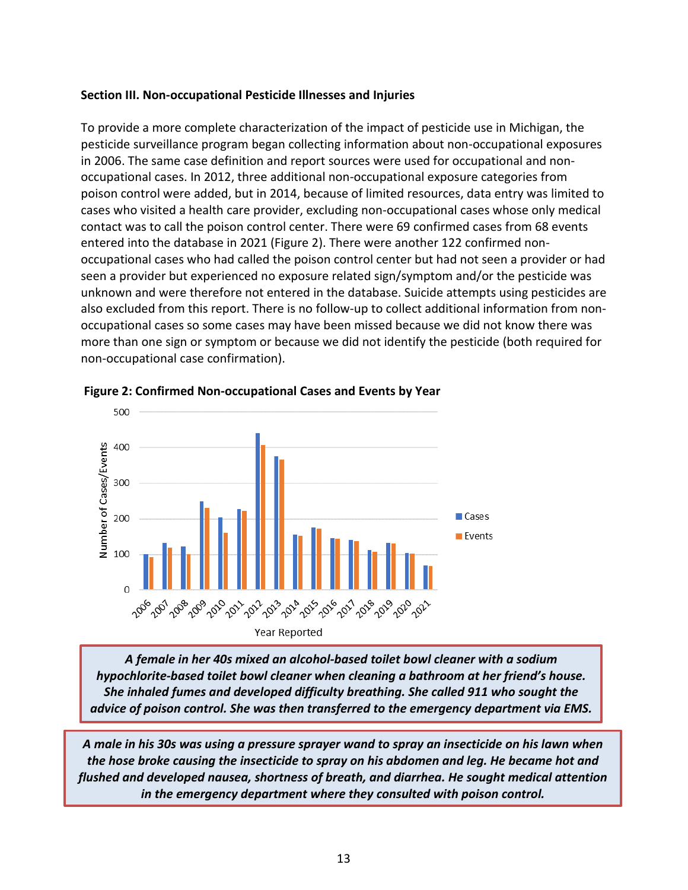**Section III. Non-occupational Pesticide Illnesses and Injuries**

To provide a more complete characterization of the impact of pesticide use in Michigan, the pesticide surveillance program began collecting information about non-occupational exposures in 2006. The same case definition and report sources were used for occupational and non-occupational cases. In 2012, three additional non-occupational exposure categories from poison control were added, but in 2014, because of limited resources, data entry was limited to cases who visited a health care provider, excluding non-occupational cases whose only medical contact was to call the poison control center. There were 69 confirmed cases from 68 events entered into the database in 2021 (Figure 2). There were another 122 confirmed non-occupational cases who had called the poison control center but had not seen a provider or had seen a provider but experienced no exposure related sign/symptom and/or the pesticide was unknown and were therefore not entered in the database. Suicide attempts using pesticides are also excluded from this report. There is no follow-up to collect additional information from non-occupational cases so some cases may have been missed because we did not know there was more than one sign or symptom or because we did not identify the pesticide (both required for non-occupational case confirmation).

**Figure 2: Confirmed Non-occupational Cases and Events by Year**

***A female in her 40s mixed an alcohol-based toilet bowl cleaner with a sodium hypochlorite-based toilet bowl cleaner when cleaning a bathroom at her friend's house. She inhaled fumes and developed difficulty breathing. She called 911 who sought the advice of poison control. She was then transferred to the emergency department via EMS.***

***A male in his 30s was using a pressure sprayer wand to spray an insecticide on his lawn when the hose broke causing the insecticide to spray on his abdomen and leg. He became hot and flushed and developed nausea, shortness of breath, and diarrhea. He sought medical attention in the emergency department where they consulted with poison control.***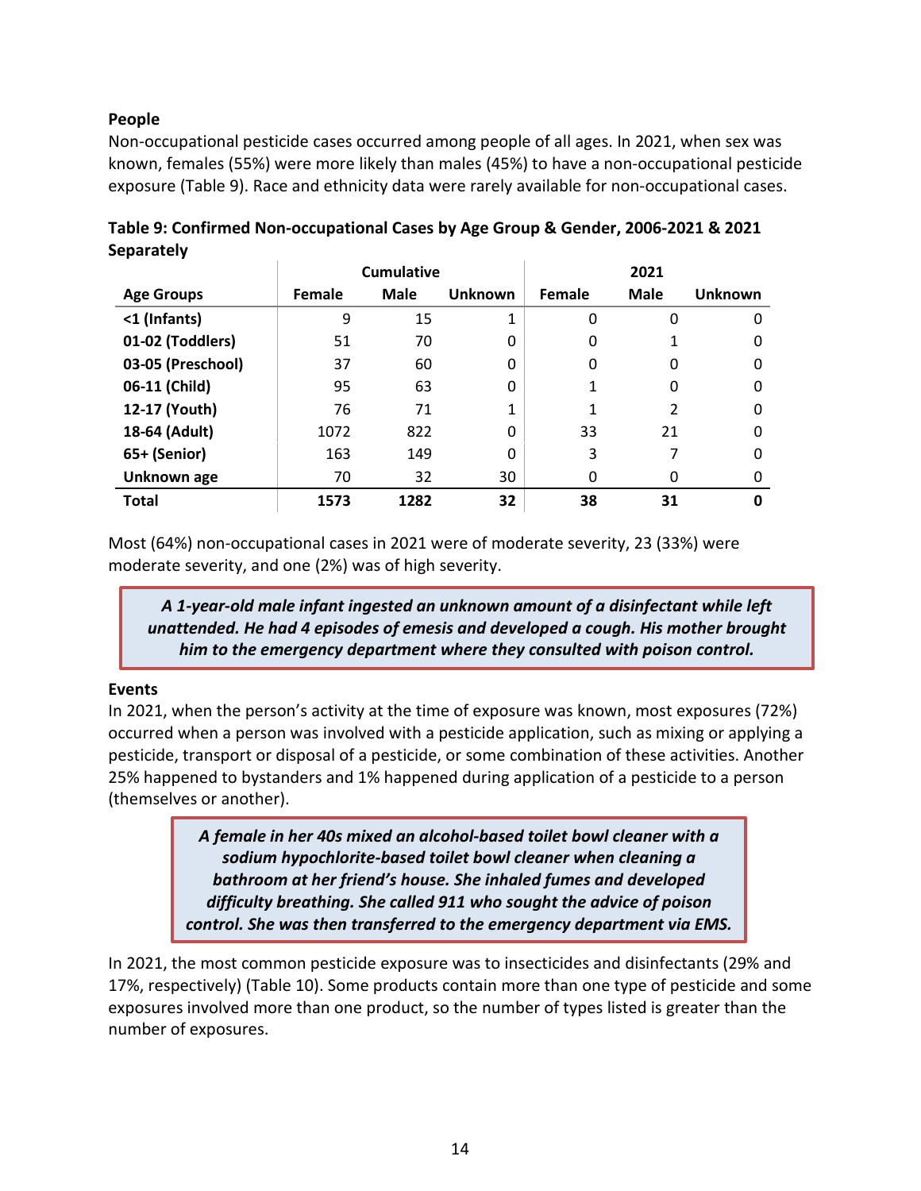### People

Non-occupational pesticide cases occurred among people of all ages. In 2021, when sex was known, females (55%) were more likely than males (45%) to have a non-occupational pesticide exposure (Table 9). Race and ethnicity data were rarely available for non-occupational cases.

**Table 9: Confirmed Non-occupational Cases by Age Group & Gender, 2006-2021 & 2021 Separately**

| | Cumulative | | | 2021 | | |
|---|---|---|---|---|---|---|
| **Age Groups** | **Female** | **Male** | **Unknown** | **Female** | **Male** | **Unknown** |
| **<1 (Infants)** | 9 | 15 | 1 | 0 | 0 | 0 |
| **01-02 (Toddlers)** | 51 | 70 | 0 | 0 | 1 | 0 |
| **03-05 (Preschool)** | 37 | 60 | 0 | 0 | 0 | 0 |
| **06-11 (Child)** | 95 | 63 | 0 | 1 | 0 | 0 |
| **12-17 (Youth)** | 76 | 71 | 1 | 1 | 2 | 0 |
| **18-64 (Adult)** | 1072 | 822 | 0 | 33 | 21 | 0 |
| **65+ (Senior)** | 163 | 149 | 0 | 3 | 7 | 0 |
| **Unknown age** | 70 | 32 | 30 | 0 | 0 | 0 |
| **Total** | **1573** | **1282** | **32** | **38** | **31** | **0** |

Most (64%) non-occupational cases in 2021 were of moderate severity, 23 (33%) were moderate severity, and one (2%) was of high severity.

> ***A 1-year-old male infant ingested an unknown amount of a disinfectant while left unattended. He had 4 episodes of emesis and developed a cough. His mother brought him to the emergency department where they consulted with poison control.***

### Events

In 2021, when the person's activity at the time of exposure was known, most exposures (72%) occurred when a person was involved with a pesticide application, such as mixing or applying a pesticide, transport or disposal of a pesticide, or some combination of these activities. Another 25% happened to bystanders and 1% happened during application of a pesticide to a person (themselves or another).

> ***A female in her 40s mixed an alcohol-based toilet bowl cleaner with a sodium hypochlorite-based toilet bowl cleaner when cleaning a bathroom at her friend's house. She inhaled fumes and developed difficulty breathing. She called 911 who sought the advice of poison control. She was then transferred to the emergency department via EMS.***

In 2021, the most common pesticide exposure was to insecticides and disinfectants (29% and 17%, respectively) (Table 10). Some products contain more than one type of pesticide and some exposures involved more than one product, so the number of types listed is greater than the number of exposures.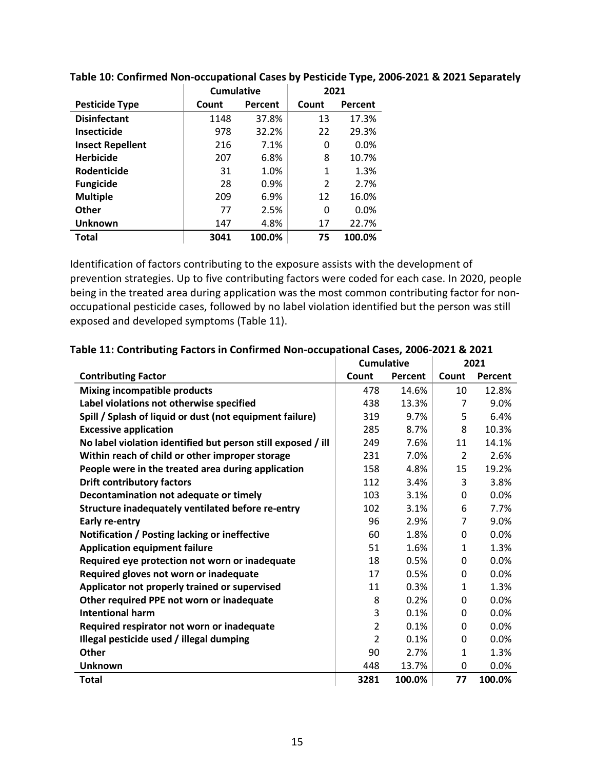**Table 10: Confirmed Non-occupational Cases by Pesticide Type, 2006-2021 & 2021 Separately**

| | Cumulative | | 2021 | |
|---|---|---|---|---|
| **Pesticide Type** | **Count** | **Percent** | **Count** | **Percent** |
| **Disinfectant** | 1148 | 37.8% | 13 | 17.3% |
| **Insecticide** | 978 | 32.2% | 22 | 29.3% |
| **Insect Repellent** | 216 | 7.1% | 0 | 0.0% |
| **Herbicide** | 207 | 6.8% | 8 | 10.7% |
| **Rodenticide** | 31 | 1.0% | 1 | 1.3% |
| **Fungicide** | 28 | 0.9% | 2 | 2.7% |
| **Multiple** | 209 | 6.9% | 12 | 16.0% |
| **Other** | 77 | 2.5% | 0 | 0.0% |
| **Unknown** | 147 | 4.8% | 17 | 22.7% |
| **Total** | **3041** | **100.0%** | **75** | **100.0%** |

Identification of factors contributing to the exposure assists with the development of prevention strategies. Up to five contributing factors were coded for each case. In 2020, people being in the treated area during application was the most common contributing factor for non-occupational pesticide cases, followed by no label violation identified but the person was still exposed and developed symptoms (Table 11).

**Table 11: Contributing Factors in Confirmed Non-occupational Cases, 2006-2021 & 2021**

| | Cumulative | | 2021 | |
|---|---|---|---|---|
| **Contributing Factor** | **Count** | **Percent** | **Count** | **Percent** |
| **Mixing incompatible products** | 478 | 14.6% | 10 | 12.8% |
| **Label violations not otherwise specified** | 438 | 13.3% | 7 | 9.0% |
| **Spill / Splash of liquid or dust (not equipment failure)** | 319 | 9.7% | 5 | 6.4% |
| **Excessive application** | 285 | 8.7% | 8 | 10.3% |
| **No label violation identified but person still exposed / ill** | 249 | 7.6% | 11 | 14.1% |
| **Within reach of child or other improper storage** | 231 | 7.0% | 2 | 2.6% |
| **People were in the treated area during application** | 158 | 4.8% | 15 | 19.2% |
| **Drift contributory factors** | 112 | 3.4% | 3 | 3.8% |
| **Decontamination not adequate or timely** | 103 | 3.1% | 0 | 0.0% |
| **Structure inadequately ventilated before re-entry** | 102 | 3.1% | 6 | 7.7% |
| **Early re-entry** | 96 | 2.9% | 7 | 9.0% |
| **Notification / Posting lacking or ineffective** | 60 | 1.8% | 0 | 0.0% |
| **Application equipment failure** | 51 | 1.6% | 1 | 1.3% |
| **Required eye protection not worn or inadequate** | 18 | 0.5% | 0 | 0.0% |
| **Required gloves not worn or inadequate** | 17 | 0.5% | 0 | 0.0% |
| **Applicator not properly trained or supervised** | 11 | 0.3% | 1 | 1.3% |
| **Other required PPE not worn or inadequate** | 8 | 0.2% | 0 | 0.0% |
| **Intentional harm** | 3 | 0.1% | 0 | 0.0% |
| **Required respirator not worn or inadequate** | 2 | 0.1% | 0 | 0.0% |
| **Illegal pesticide used / illegal dumping** | 2 | 0.1% | 0 | 0.0% |
| **Other** | 90 | 2.7% | 1 | 1.3% |
| **Unknown** | 448 | 13.7% | 0 | 0.0% |
| **Total** | **3281** | **100.0%** | **77** | **100.0%** |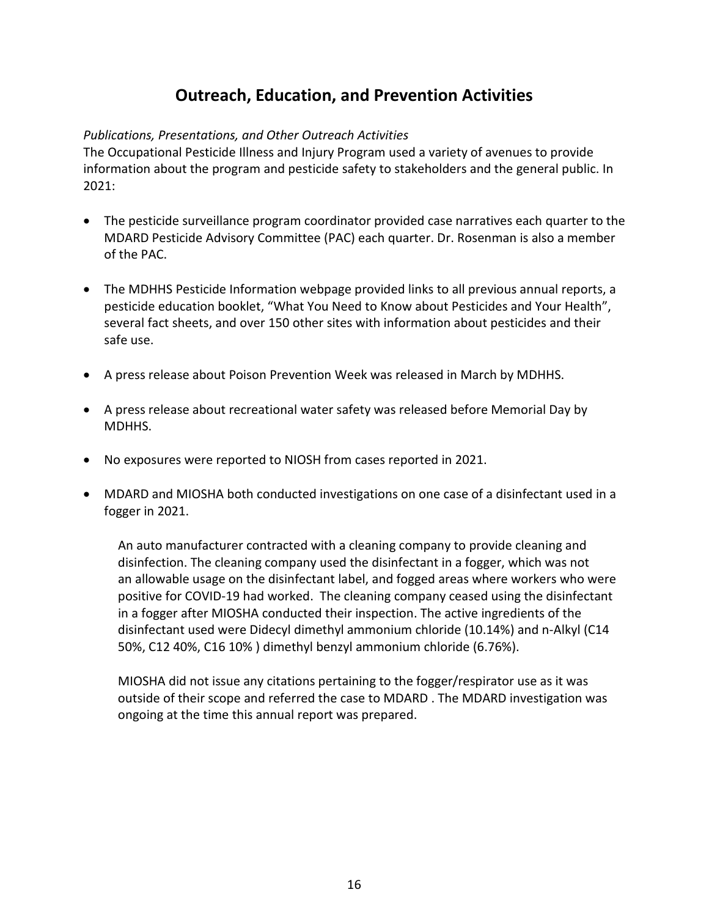# Outreach, Education, and Prevention Activities

*Publications, Presentations, and Other Outreach Activities*

The Occupational Pesticide Illness and Injury Program used a variety of avenues to provide information about the program and pesticide safety to stakeholders and the general public. In 2021:

- The pesticide surveillance program coordinator provided case narratives each quarter to the MDARD Pesticide Advisory Committee (PAC) each quarter. Dr. Rosenman is also a member of the PAC.

- The MDHHS Pesticide Information webpage provided links to all previous annual reports, a pesticide education booklet, "What You Need to Know about Pesticides and Your Health", several fact sheets, and over 150 other sites with information about pesticides and their safe use.

- A press release about Poison Prevention Week was released in March by MDHHS.

- A press release about recreational water safety was released before Memorial Day by MDHHS.

- No exposures were reported to NIOSH from cases reported in 2021.

- MDARD and MIOSHA both conducted investigations on one case of a disinfectant used in a fogger in 2021.

  An auto manufacturer contracted with a cleaning company to provide cleaning and disinfection. The cleaning company used the disinfectant in a fogger, which was not an allowable usage on the disinfectant label, and fogged areas where workers who were positive for COVID-19 had worked. The cleaning company ceased using the disinfectant in a fogger after MIOSHA conducted their inspection. The active ingredients of the disinfectant used were Didecyl dimethyl ammonium chloride (10.14%) and n-Alkyl (C14 50%, C12 40%, C16 10% ) dimethyl benzyl ammonium chloride (6.76%).

  MIOSHA did not issue any citations pertaining to the fogger/respirator use as it was outside of their scope and referred the case to MDARD . The MDARD investigation was ongoing at the time this annual report was prepared.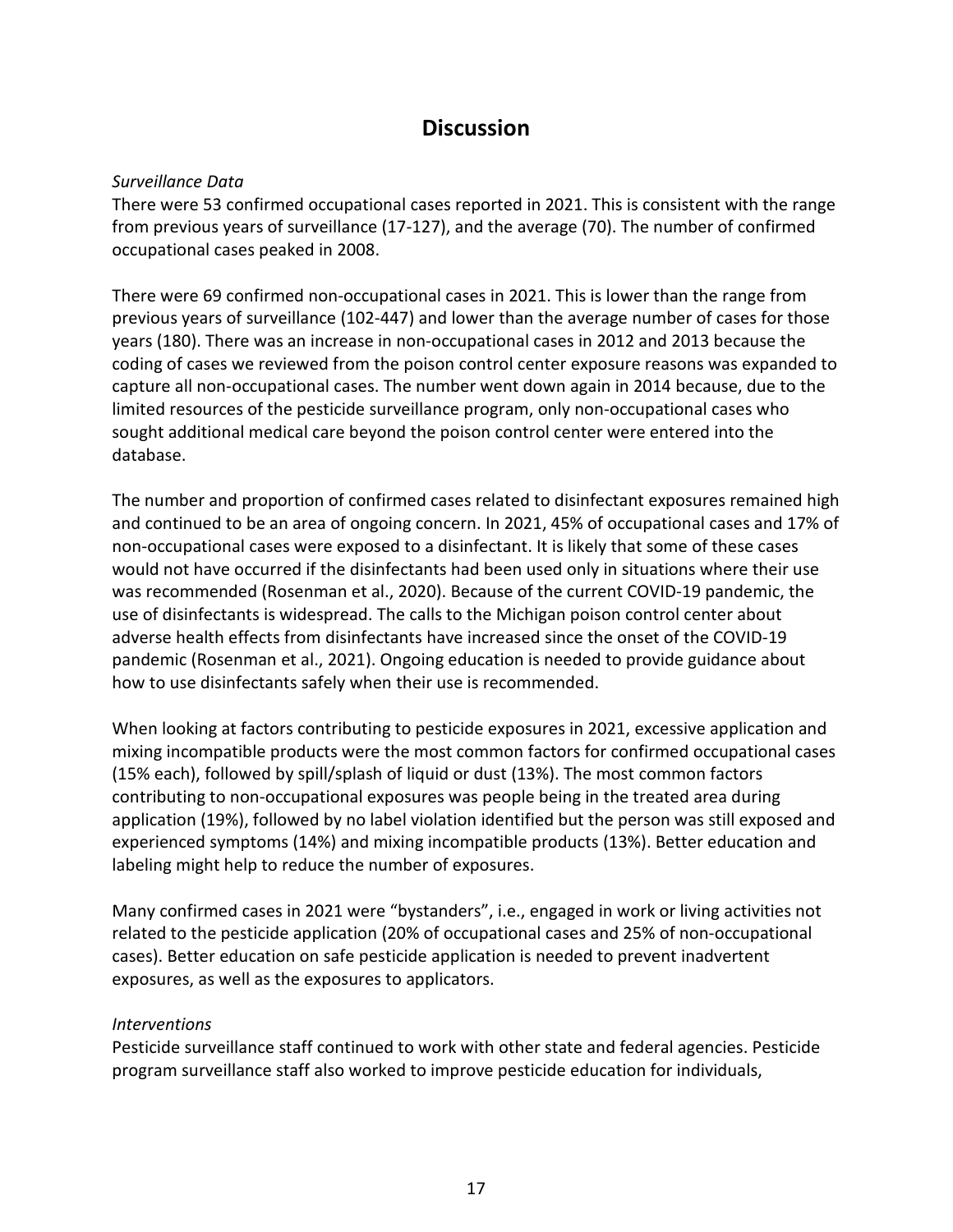# Discussion

*Surveillance Data*

There were 53 confirmed occupational cases reported in 2021. This is consistent with the range from previous years of surveillance (17-127), and the average (70). The number of confirmed occupational cases peaked in 2008.

There were 69 confirmed non-occupational cases in 2021. This is lower than the range from previous years of surveillance (102-447) and lower than the average number of cases for those years (180). There was an increase in non-occupational cases in 2012 and 2013 because the coding of cases we reviewed from the poison control center exposure reasons was expanded to capture all non-occupational cases. The number went down again in 2014 because, due to the limited resources of the pesticide surveillance program, only non-occupational cases who sought additional medical care beyond the poison control center were entered into the database.

The number and proportion of confirmed cases related to disinfectant exposures remained high and continued to be an area of ongoing concern. In 2021, 45% of occupational cases and 17% of non-occupational cases were exposed to a disinfectant. It is likely that some of these cases would not have occurred if the disinfectants had been used only in situations where their use was recommended (Rosenman et al., 2020). Because of the current COVID-19 pandemic, the use of disinfectants is widespread. The calls to the Michigan poison control center about adverse health effects from disinfectants have increased since the onset of the COVID-19 pandemic (Rosenman et al., 2021). Ongoing education is needed to provide guidance about how to use disinfectants safely when their use is recommended.

When looking at factors contributing to pesticide exposures in 2021, excessive application and mixing incompatible products were the most common factors for confirmed occupational cases (15% each), followed by spill/splash of liquid or dust (13%). The most common factors contributing to non-occupational exposures was people being in the treated area during application (19%), followed by no label violation identified but the person was still exposed and experienced symptoms (14%) and mixing incompatible products (13%). Better education and labeling might help to reduce the number of exposures.

Many confirmed cases in 2021 were "bystanders", i.e., engaged in work or living activities not related to the pesticide application (20% of occupational cases and 25% of non-occupational cases). Better education on safe pesticide application is needed to prevent inadvertent exposures, as well as the exposures to applicators.

*Interventions*

Pesticide surveillance staff continued to work with other state and federal agencies. Pesticide program surveillance staff also worked to improve pesticide education for individuals,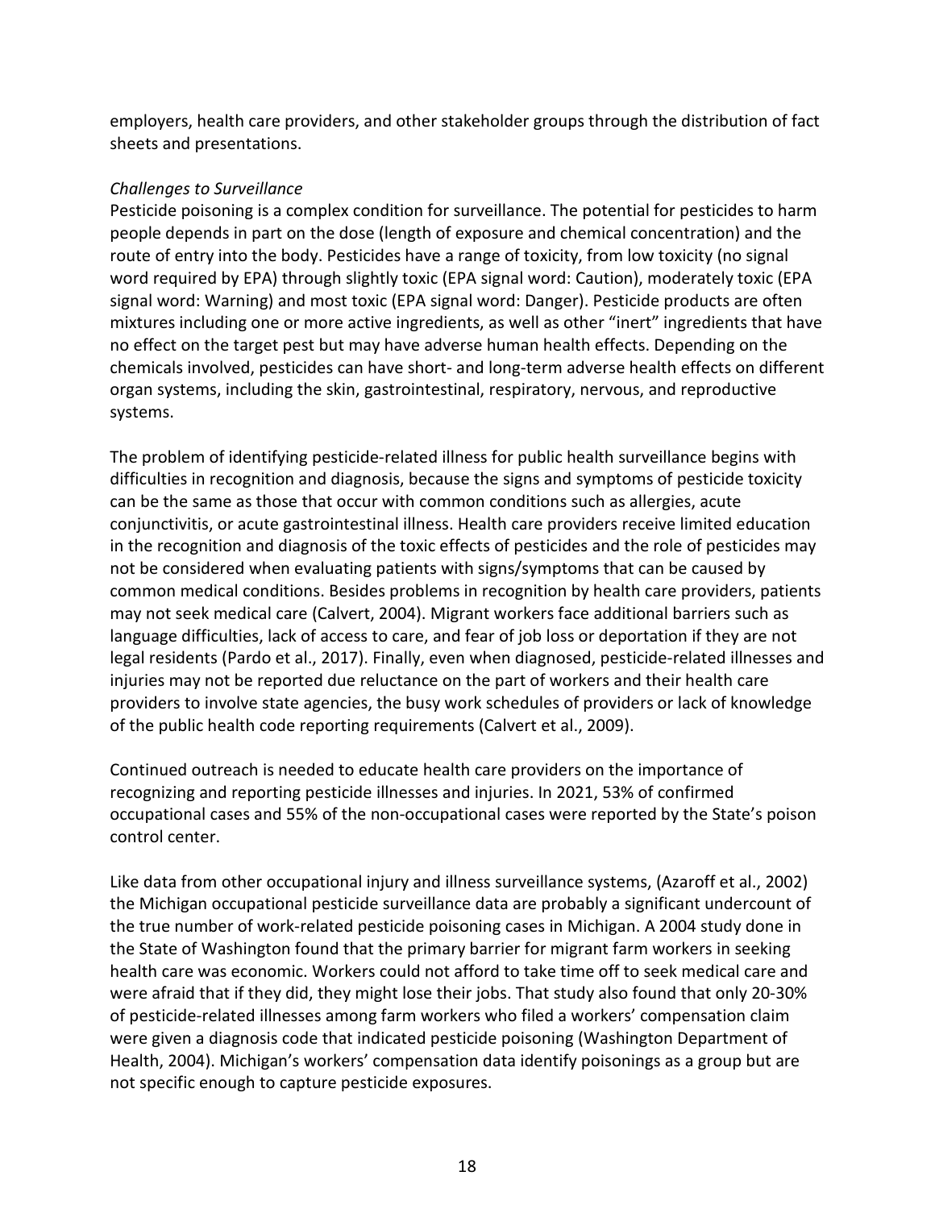employers, health care providers, and other stakeholder groups through the distribution of fact sheets and presentations.

*Challenges to Surveillance*

Pesticide poisoning is a complex condition for surveillance. The potential for pesticides to harm people depends in part on the dose (length of exposure and chemical concentration) and the route of entry into the body. Pesticides have a range of toxicity, from low toxicity (no signal word required by EPA) through slightly toxic (EPA signal word: Caution), moderately toxic (EPA signal word: Warning) and most toxic (EPA signal word: Danger). Pesticide products are often mixtures including one or more active ingredients, as well as other "inert" ingredients that have no effect on the target pest but may have adverse human health effects. Depending on the chemicals involved, pesticides can have short- and long-term adverse health effects on different organ systems, including the skin, gastrointestinal, respiratory, nervous, and reproductive systems.

The problem of identifying pesticide-related illness for public health surveillance begins with difficulties in recognition and diagnosis, because the signs and symptoms of pesticide toxicity can be the same as those that occur with common conditions such as allergies, acute conjunctivitis, or acute gastrointestinal illness. Health care providers receive limited education in the recognition and diagnosis of the toxic effects of pesticides and the role of pesticides may not be considered when evaluating patients with signs/symptoms that can be caused by common medical conditions. Besides problems in recognition by health care providers, patients may not seek medical care (Calvert, 2004). Migrant workers face additional barriers such as language difficulties, lack of access to care, and fear of job loss or deportation if they are not legal residents (Pardo et al., 2017). Finally, even when diagnosed, pesticide-related illnesses and injuries may not be reported due reluctance on the part of workers and their health care providers to involve state agencies, the busy work schedules of providers or lack of knowledge of the public health code reporting requirements (Calvert et al., 2009).

Continued outreach is needed to educate health care providers on the importance of recognizing and reporting pesticide illnesses and injuries. In 2021, 53% of confirmed occupational cases and 55% of the non-occupational cases were reported by the State's poison control center.

Like data from other occupational injury and illness surveillance systems, (Azaroff et al., 2002) the Michigan occupational pesticide surveillance data are probably a significant undercount of the true number of work-related pesticide poisoning cases in Michigan. A 2004 study done in the State of Washington found that the primary barrier for migrant farm workers in seeking health care was economic. Workers could not afford to take time off to seek medical care and were afraid that if they did, they might lose their jobs. That study also found that only 20-30% of pesticide-related illnesses among farm workers who filed a workers' compensation claim were given a diagnosis code that indicated pesticide poisoning (Washington Department of Health, 2004). Michigan's workers' compensation data identify poisonings as a group but are not specific enough to capture pesticide exposures.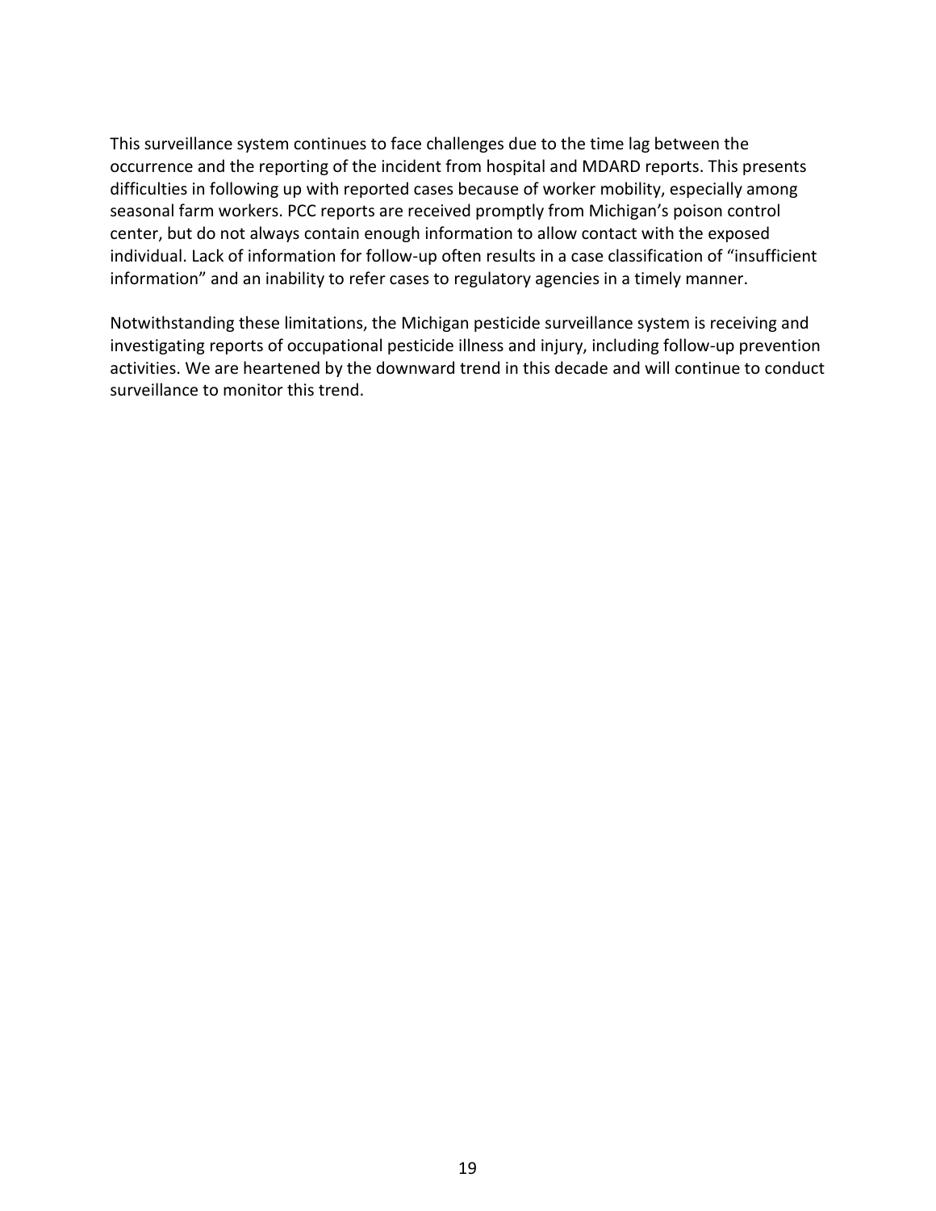This surveillance system continues to face challenges due to the time lag between the occurrence and the reporting of the incident from hospital and MDARD reports. This presents difficulties in following up with reported cases because of worker mobility, especially among seasonal farm workers. PCC reports are received promptly from Michigan's poison control center, but do not always contain enough information to allow contact with the exposed individual. Lack of information for follow-up often results in a case classification of "insufficient information" and an inability to refer cases to regulatory agencies in a timely manner.

Notwithstanding these limitations, the Michigan pesticide surveillance system is receiving and investigating reports of occupational pesticide illness and injury, including follow-up prevention activities. We are heartened by the downward trend in this decade and will continue to conduct surveillance to monitor this trend.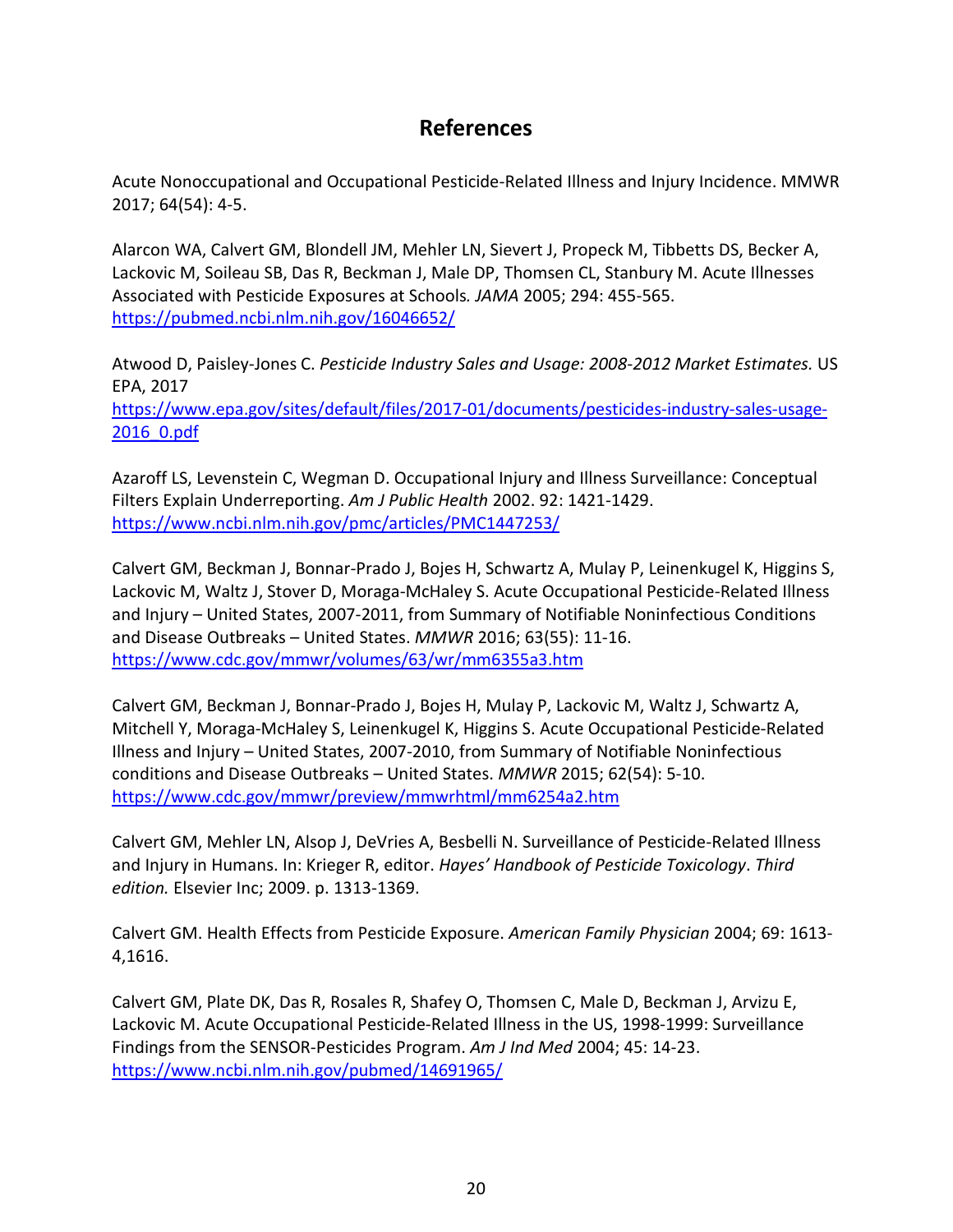## References

Acute Nonoccupational and Occupational Pesticide-Related Illness and Injury Incidence. MMWR 2017; 64(54): 4-5.

Alarcon WA, Calvert GM, Blondell JM, Mehler LN, Sievert J, Propeck M, Tibbetts DS, Becker A, Lackovic M, Soileau SB, Das R, Beckman J, Male DP, Thomsen CL, Stanbury M. Acute Illnesses Associated with Pesticide Exposures at Schools. *JAMA* 2005; 294: 455-565. https://pubmed.ncbi.nlm.nih.gov/16046652/

Atwood D, Paisley-Jones C. *Pesticide Industry Sales and Usage: 2008-2012 Market Estimates.* US EPA, 2017 https://www.epa.gov/sites/default/files/2017-01/documents/pesticides-industry-sales-usage-2016_0.pdf

Azaroff LS, Levenstein C, Wegman D. Occupational Injury and Illness Surveillance: Conceptual Filters Explain Underreporting. *Am J Public Health* 2002. 92: 1421-1429. https://www.ncbi.nlm.nih.gov/pmc/articles/PMC1447253/

Calvert GM, Beckman J, Bonnar-Prado J, Bojes H, Schwartz A, Mulay P, Leinenkugel K, Higgins S, Lackovic M, Waltz J, Stover D, Moraga-McHaley S. Acute Occupational Pesticide-Related Illness and Injury – United States, 2007-2011, from Summary of Notifiable Noninfectious Conditions and Disease Outbreaks – United States. *MMWR* 2016; 63(55): 11-16. https://www.cdc.gov/mmwr/volumes/63/wr/mm6355a3.htm

Calvert GM, Beckman J, Bonnar-Prado J, Bojes H, Mulay P, Lackovic M, Waltz J, Schwartz A, Mitchell Y, Moraga-McHaley S, Leinenkugel K, Higgins S. Acute Occupational Pesticide-Related Illness and Injury – United States, 2007-2010, from Summary of Notifiable Noninfectious conditions and Disease Outbreaks – United States. *MMWR* 2015; 62(54): 5-10. https://www.cdc.gov/mmwr/preview/mmwrhtml/mm6254a2.htm

Calvert GM, Mehler LN, Alsop J, DeVries A, Besbelli N. Surveillance of Pesticide-Related Illness and Injury in Humans. In: Krieger R, editor. *Hayes' Handbook of Pesticide Toxicology*. *Third edition.* Elsevier Inc; 2009. p. 1313-1369.

Calvert GM. Health Effects from Pesticide Exposure. *American Family Physician* 2004; 69: 1613-4,1616.

Calvert GM, Plate DK, Das R, Rosales R, Shafey O, Thomsen C, Male D, Beckman J, Arvizu E, Lackovic M. Acute Occupational Pesticide-Related Illness in the US, 1998-1999: Surveillance Findings from the SENSOR-Pesticides Program. *Am J Ind Med* 2004; 45: 14-23. https://www.ncbi.nlm.nih.gov/pubmed/14691965/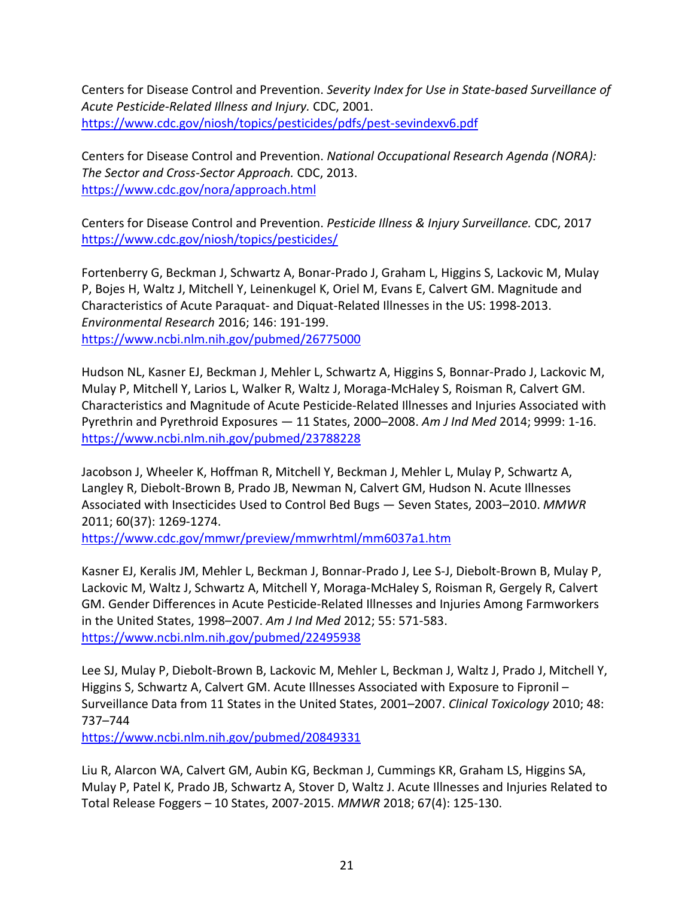Centers for Disease Control and Prevention. *Severity Index for Use in State-based Surveillance of Acute Pesticide-Related Illness and Injury.* CDC, 2001.
https://www.cdc.gov/niosh/topics/pesticides/pdfs/pest-sevindexv6.pdf

Centers for Disease Control and Prevention. *National Occupational Research Agenda (NORA): The Sector and Cross-Sector Approach.* CDC, 2013.
https://www.cdc.gov/nora/approach.html

Centers for Disease Control and Prevention. *Pesticide Illness & Injury Surveillance.* CDC, 2017
https://www.cdc.gov/niosh/topics/pesticides/

Fortenberry G, Beckman J, Schwartz A, Bonar-Prado J, Graham L, Higgins S, Lackovic M, Mulay P, Bojes H, Waltz J, Mitchell Y, Leinenkugel K, Oriel M, Evans E, Calvert GM. Magnitude and Characteristics of Acute Paraquat- and Diquat-Related Illnesses in the US: 1998-2013. *Environmental Research* 2016; 146: 191-199.
https://www.ncbi.nlm.nih.gov/pubmed/26775000

Hudson NL, Kasner EJ, Beckman J, Mehler L, Schwartz A, Higgins S, Bonnar-Prado J, Lackovic M, Mulay P, Mitchell Y, Larios L, Walker R, Waltz J, Moraga-McHaley S, Roisman R, Calvert GM. Characteristics and Magnitude of Acute Pesticide-Related Illnesses and Injuries Associated with Pyrethrin and Pyrethroid Exposures — 11 States, 2000–2008. *Am J Ind Med* 2014; 9999: 1-16.
https://www.ncbi.nlm.nih.gov/pubmed/23788228

Jacobson J, Wheeler K, Hoffman R, Mitchell Y, Beckman J, Mehler L, Mulay P, Schwartz A, Langley R, Diebolt-Brown B, Prado JB, Newman N, Calvert GM, Hudson N. Acute Illnesses Associated with Insecticides Used to Control Bed Bugs — Seven States, 2003–2010. *MMWR* 2011; 60(37): 1269-1274.
https://www.cdc.gov/mmwr/preview/mmwrhtml/mm6037a1.htm

Kasner EJ, Keralis JM, Mehler L, Beckman J, Bonnar-Prado J, Lee S-J, Diebolt-Brown B, Mulay P, Lackovic M, Waltz J, Schwartz A, Mitchell Y, Moraga-McHaley S, Roisman R, Gergely R, Calvert GM. Gender Differences in Acute Pesticide-Related Illnesses and Injuries Among Farmworkers in the United States, 1998–2007. *Am J Ind Med* 2012; 55: 571-583.
https://www.ncbi.nlm.nih.gov/pubmed/22495938

Lee SJ, Mulay P, Diebolt-Brown B, Lackovic M, Mehler L, Beckman J, Waltz J, Prado J, Mitchell Y, Higgins S, Schwartz A, Calvert GM. Acute Illnesses Associated with Exposure to Fipronil – Surveillance Data from 11 States in the United States, 2001–2007. *Clinical Toxicology* 2010; 48: 737–744
https://www.ncbi.nlm.nih.gov/pubmed/20849331

Liu R, Alarcon WA, Calvert GM, Aubin KG, Beckman J, Cummings KR, Graham LS, Higgins SA, Mulay P, Patel K, Prado JB, Schwartz A, Stover D, Waltz J. Acute Illnesses and Injuries Related to Total Release Foggers – 10 States, 2007-2015. *MMWR* 2018; 67(4): 125-130.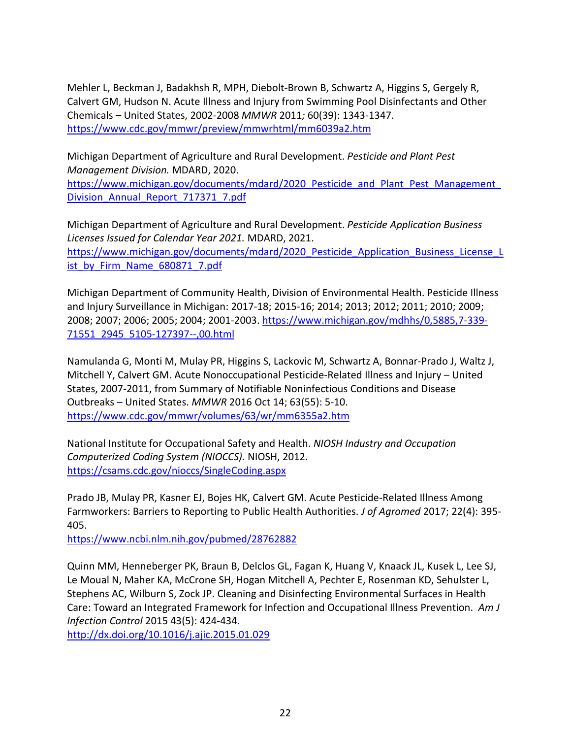Mehler L, Beckman J, Badakhsh R, MPH, Diebolt-Brown B, Schwartz A, Higgins S, Gergely R, Calvert GM, Hudson N. Acute Illness and Injury from Swimming Pool Disinfectants and Other Chemicals – United States, 2002-2008 *MMWR* 2011*;* 60(39): 1343-1347. https://www.cdc.gov/mmwr/preview/mmwrhtml/mm6039a2.htm

Michigan Department of Agriculture and Rural Development. *Pesticide and Plant Pest Management Division.* MDARD, 2020. https://www.michigan.gov/documents/mdard/2020_Pesticide_and_Plant_Pest_Management_Division_Annual_Report_717371_7.pdf

Michigan Department of Agriculture and Rural Development. *Pesticide Application Business Licenses Issued for Calendar Year 2021.* MDARD, 2021. https://www.michigan.gov/documents/mdard/2020_Pesticide_Application_Business_License_List_by_Firm_Name_680871_7.pdf

Michigan Department of Community Health, Division of Environmental Health. Pesticide Illness and Injury Surveillance in Michigan: 2017-18; 2015-16; 2014; 2013; 2012; 2011; 2010; 2009; 2008; 2007; 2006; 2005; 2004; 2001-2003. https://www.michigan.gov/mdhhs/0,5885,7-339-71551_2945_5105-127397--,00.html

Namulanda G, Monti M, Mulay PR, Higgins S, Lackovic M, Schwartz A, Bonnar-Prado J, Waltz J, Mitchell Y, Calvert GM. Acute Nonoccupational Pesticide-Related Illness and Injury – United States, 2007-2011, from Summary of Notifiable Noninfectious Conditions and Disease Outbreaks – United States. *MMWR* 2016 Oct 14; 63(55): 5-10. https://www.cdc.gov/mmwr/volumes/63/wr/mm6355a2.htm

National Institute for Occupational Safety and Health. *NIOSH Industry and Occupation Computerized Coding System (NIOCCS).* NIOSH, 2012. https://csams.cdc.gov/nioccs/SingleCoding.aspx

Prado JB, Mulay PR, Kasner EJ, Bojes HK, Calvert GM. Acute Pesticide-Related Illness Among Farmworkers: Barriers to Reporting to Public Health Authorities. *J of Agromed* 2017; 22(4): 395-405.
https://www.ncbi.nlm.nih.gov/pubmed/28762882

Quinn MM, Henneberger PK, Braun B, Delclos GL, Fagan K, Huang V, Knaack JL, Kusek L, Lee SJ, Le Moual N, Maher KA, McCrone SH, Hogan Mitchell A, Pechter E, Rosenman KD, Sehulster L, Stephens AC, Wilburn S, Zock JP. Cleaning and Disinfecting Environmental Surfaces in Health Care: Toward an Integrated Framework for Infection and Occupational Illness Prevention. *Am J Infection Control* 2015 43(5): 424-434.
http://dx.doi.org/10.1016/j.ajic.2015.01.029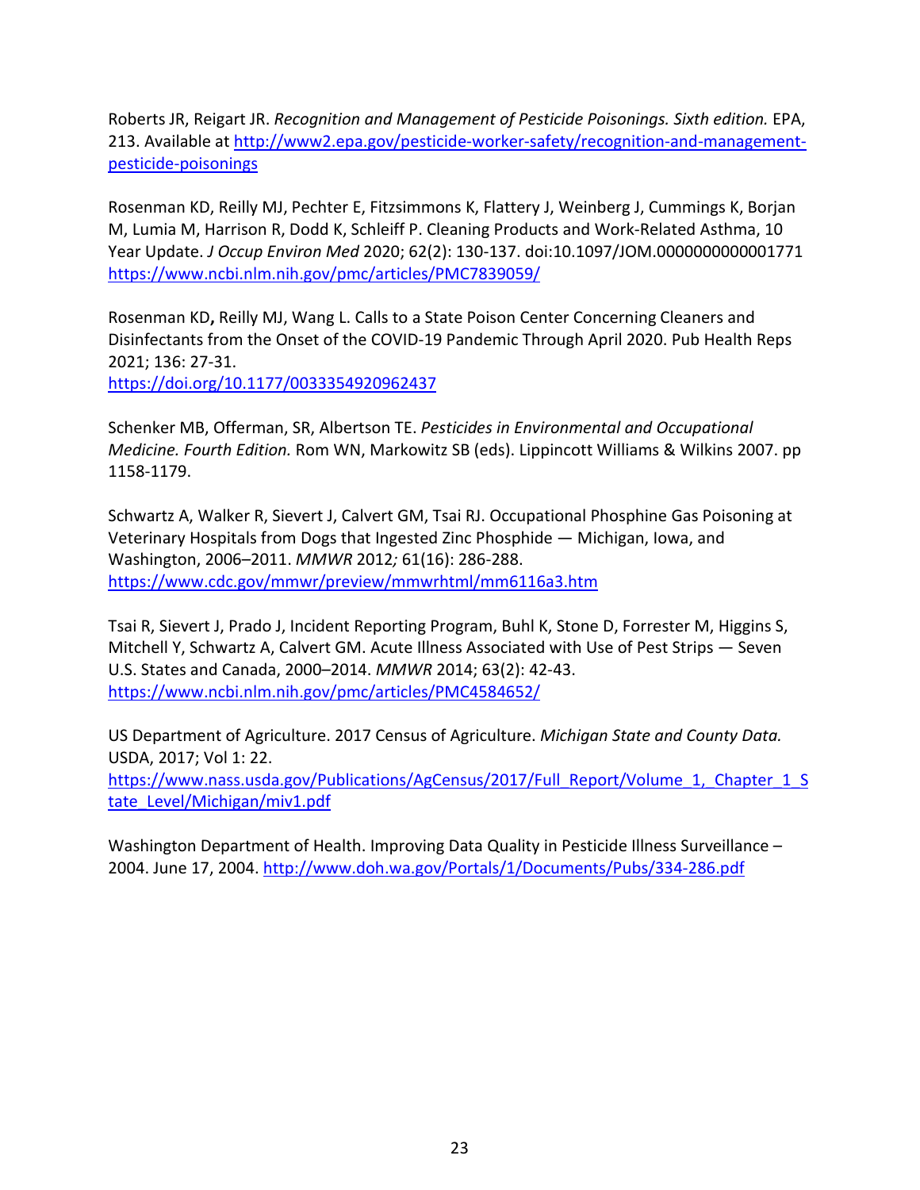Roberts JR, Reigart JR. *Recognition and Management of Pesticide Poisonings. Sixth edition.* EPA, 213. Available at http://www2.epa.gov/pesticide-worker-safety/recognition-and-management-pesticide-poisonings

Rosenman KD, Reilly MJ, Pechter E, Fitzsimmons K, Flattery J, Weinberg J, Cummings K, Borjan M, Lumia M, Harrison R, Dodd K, Schleiff P. Cleaning Products and Work-Related Asthma, 10 Year Update. *J Occup Environ Med* 2020; 62(2): 130-137. doi:10.1097/JOM.0000000000001771 https://www.ncbi.nlm.nih.gov/pmc/articles/PMC7839059/

Rosenman KD**,** Reilly MJ, Wang L. Calls to a State Poison Center Concerning Cleaners and Disinfectants from the Onset of the COVID-19 Pandemic Through April 2020. Pub Health Reps 2021; 136: 27-31.
https://doi.org/10.1177/0033354920962437

Schenker MB, Offerman, SR, Albertson TE. *Pesticides in Environmental and Occupational Medicine. Fourth Edition.* Rom WN, Markowitz SB (eds). Lippincott Williams & Wilkins 2007. pp 1158-1179.

Schwartz A, Walker R, Sievert J, Calvert GM, Tsai RJ. Occupational Phosphine Gas Poisoning at Veterinary Hospitals from Dogs that Ingested Zinc Phosphide — Michigan, Iowa, and Washington, 2006–2011. *MMWR* 2012*;* 61(16): 286-288.
https://www.cdc.gov/mmwr/preview/mmwrhtml/mm6116a3.htm

Tsai R, Sievert J, Prado J, Incident Reporting Program, Buhl K, Stone D, Forrester M, Higgins S, Mitchell Y, Schwartz A, Calvert GM. Acute Illness Associated with Use of Pest Strips — Seven U.S. States and Canada, 2000–2014. *MMWR* 2014; 63(2): 42-43.
https://www.ncbi.nlm.nih.gov/pmc/articles/PMC4584652/

US Department of Agriculture. 2017 Census of Agriculture. *Michigan State and County Data.* USDA, 2017; Vol 1: 22.
https://www.nass.usda.gov/Publications/AgCensus/2017/Full_Report/Volume_1,_Chapter_1_State_Level/Michigan/miv1.pdf

Washington Department of Health. Improving Data Quality in Pesticide Illness Surveillance – 2004. June 17, 2004. http://www.doh.wa.gov/Portals/1/Documents/Pubs/334-286.pdf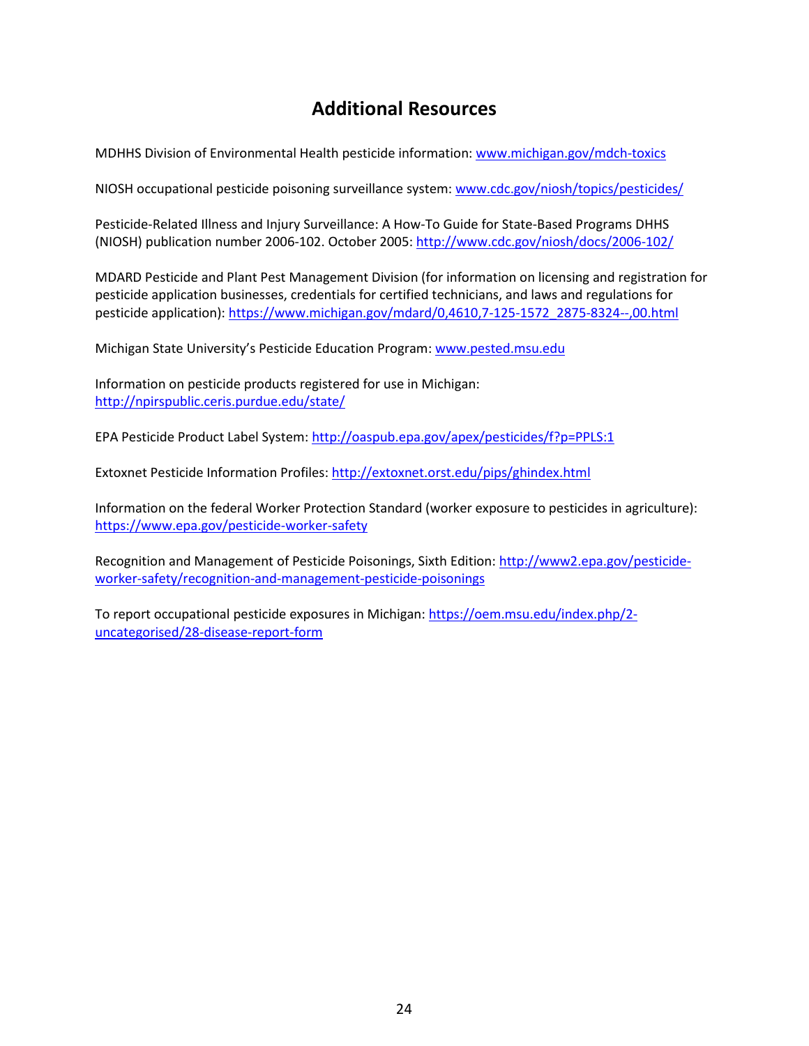## Additional Resources

MDHHS Division of Environmental Health pesticide information: [www.michigan.gov/mdch-toxics](www.michigan.gov/mdch-toxics)

NIOSH occupational pesticide poisoning surveillance system: [www.cdc.gov/niosh/topics/pesticides/](www.cdc.gov/niosh/topics/pesticides/)

Pesticide-Related Illness and Injury Surveillance: A How-To Guide for State-Based Programs DHHS (NIOSH) publication number 2006-102. October 2005: [http://www.cdc.gov/niosh/docs/2006-102/](http://www.cdc.gov/niosh/docs/2006-102/)

MDARD Pesticide and Plant Pest Management Division (for information on licensing and registration for pesticide application businesses, credentials for certified technicians, and laws and regulations for pesticide application): [https://www.michigan.gov/mdard/0,4610,7-125-1572_2875-8324--,00.html](https://www.michigan.gov/mdard/0,4610,7-125-1572_2875-8324--,00.html)

Michigan State University's Pesticide Education Program: [www.pested.msu.edu](www.pested.msu.edu)

Information on pesticide products registered for use in Michigan: [http://npirspublic.ceris.purdue.edu/state/](http://npirspublic.ceris.purdue.edu/state/)

EPA Pesticide Product Label System: [http://oaspub.epa.gov/apex/pesticides/f?p=PPLS:1](http://oaspub.epa.gov/apex/pesticides/f?p=PPLS:1)

Extoxnet Pesticide Information Profiles: [http://extoxnet.orst.edu/pips/ghindex.html](http://extoxnet.orst.edu/pips/ghindex.html)

Information on the federal Worker Protection Standard (worker exposure to pesticides in agriculture): [https://www.epa.gov/pesticide-worker-safety](https://www.epa.gov/pesticide-worker-safety)

Recognition and Management of Pesticide Poisonings, Sixth Edition: [http://www2.epa.gov/pesticide-worker-safety/recognition-and-management-pesticide-poisonings](http://www2.epa.gov/pesticide-worker-safety/recognition-and-management-pesticide-poisonings)

To report occupational pesticide exposures in Michigan: [https://oem.msu.edu/index.php/2-uncategorised/28-disease-report-form](https://oem.msu.edu/index.php/2-uncategorised/28-disease-report-form)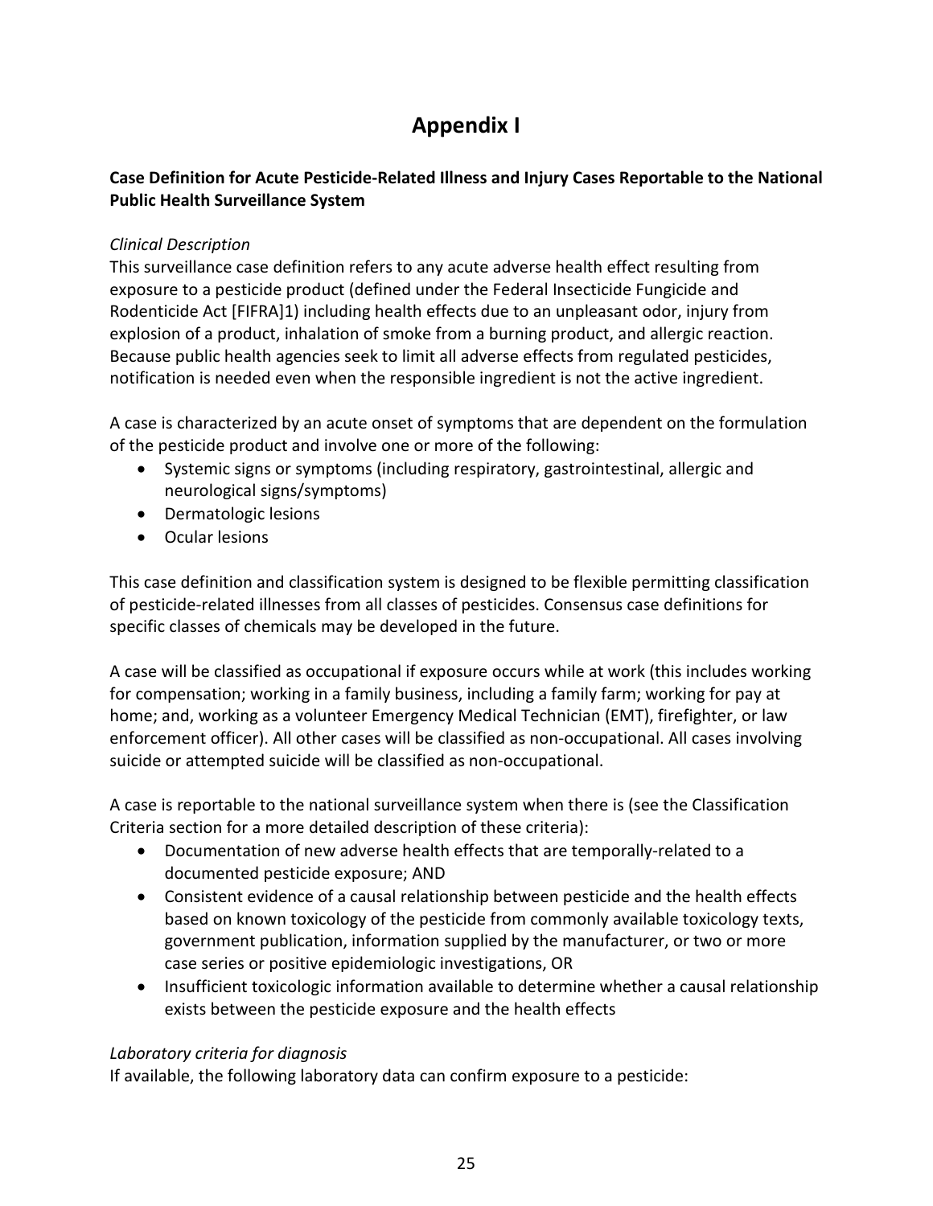# Appendix I

**Case Definition for Acute Pesticide-Related Illness and Injury Cases Reportable to the National Public Health Surveillance System**

*Clinical Description*

This surveillance case definition refers to any acute adverse health effect resulting from exposure to a pesticide product (defined under the Federal Insecticide Fungicide and Rodenticide Act [FIFRA]1) including health effects due to an unpleasant odor, injury from explosion of a product, inhalation of smoke from a burning product, and allergic reaction. Because public health agencies seek to limit all adverse effects from regulated pesticides, notification is needed even when the responsible ingredient is not the active ingredient.

A case is characterized by an acute onset of symptoms that are dependent on the formulation of the pesticide product and involve one or more of the following:

- Systemic signs or symptoms (including respiratory, gastrointestinal, allergic and neurological signs/symptoms)
- Dermatologic lesions
- Ocular lesions

This case definition and classification system is designed to be flexible permitting classification of pesticide-related illnesses from all classes of pesticides. Consensus case definitions for specific classes of chemicals may be developed in the future.

A case will be classified as occupational if exposure occurs while at work (this includes working for compensation; working in a family business, including a family farm; working for pay at home; and, working as a volunteer Emergency Medical Technician (EMT), firefighter, or law enforcement officer). All other cases will be classified as non-occupational. All cases involving suicide or attempted suicide will be classified as non-occupational.

A case is reportable to the national surveillance system when there is (see the Classification Criteria section for a more detailed description of these criteria):

- Documentation of new adverse health effects that are temporally-related to a documented pesticide exposure; AND
- Consistent evidence of a causal relationship between pesticide and the health effects based on known toxicology of the pesticide from commonly available toxicology texts, government publication, information supplied by the manufacturer, or two or more case series or positive epidemiologic investigations, OR
- Insufficient toxicologic information available to determine whether a causal relationship exists between the pesticide exposure and the health effects

*Laboratory criteria for diagnosis*

If available, the following laboratory data can confirm exposure to a pesticide: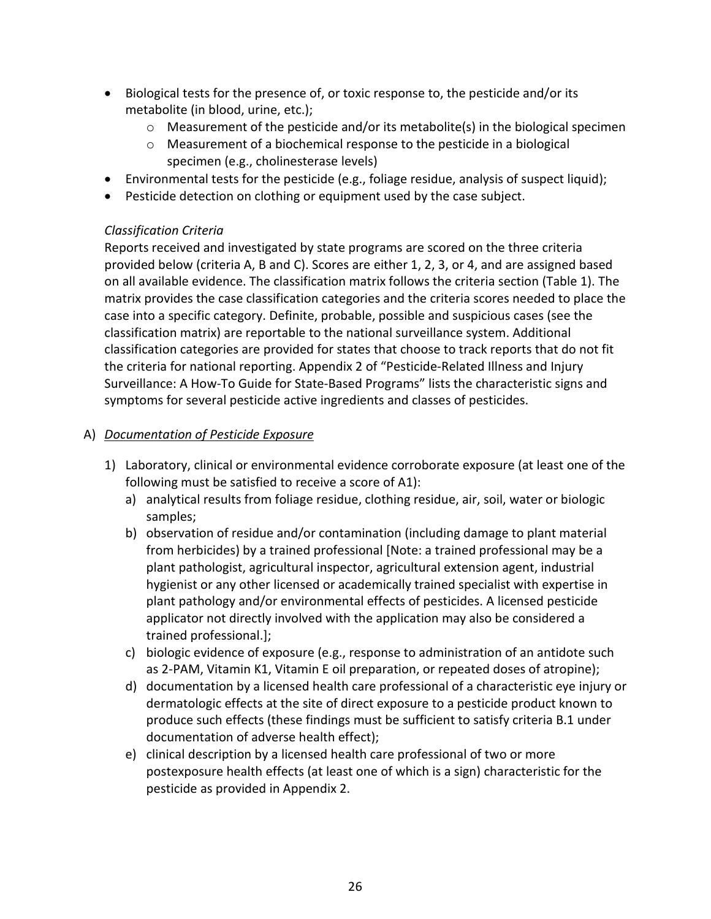- Biological tests for the presence of, or toxic response to, the pesticide and/or its metabolite (in blood, urine, etc.);
  - Measurement of the pesticide and/or its metabolite(s) in the biological specimen
  - Measurement of a biochemical response to the pesticide in a biological specimen (e.g., cholinesterase levels)
- Environmental tests for the pesticide (e.g., foliage residue, analysis of suspect liquid);
- Pesticide detection on clothing or equipment used by the case subject.

*Classification Criteria*

Reports received and investigated by state programs are scored on the three criteria provided below (criteria A, B and C). Scores are either 1, 2, 3, or 4, and are assigned based on all available evidence. The classification matrix follows the criteria section (Table 1). The matrix provides the case classification categories and the criteria scores needed to place the case into a specific category. Definite, probable, possible and suspicious cases (see the classification matrix) are reportable to the national surveillance system. Additional classification categories are provided for states that choose to track reports that do not fit the criteria for national reporting. Appendix 2 of "Pesticide-Related Illness and Injury Surveillance: A How-To Guide for State-Based Programs" lists the characteristic signs and symptoms for several pesticide active ingredients and classes of pesticides.

A) *Documentation of Pesticide Exposure*

1) Laboratory, clinical or environmental evidence corroborate exposure (at least one of the following must be satisfied to receive a score of A1):
   a) analytical results from foliage residue, clothing residue, air, soil, water or biologic samples;
   b) observation of residue and/or contamination (including damage to plant material from herbicides) by a trained professional [Note: a trained professional may be a plant pathologist, agricultural inspector, agricultural extension agent, industrial hygienist or any other licensed or academically trained specialist with expertise in plant pathology and/or environmental effects of pesticides. A licensed pesticide applicator not directly involved with the application may also be considered a trained professional.];
   c) biologic evidence of exposure (e.g., response to administration of an antidote such as 2-PAM, Vitamin K1, Vitamin E oil preparation, or repeated doses of atropine);
   d) documentation by a licensed health care professional of a characteristic eye injury or dermatologic effects at the site of direct exposure to a pesticide product known to produce such effects (these findings must be sufficient to satisfy criteria B.1 under documentation of adverse health effect);
   e) clinical description by a licensed health care professional of two or more postexposure health effects (at least one of which is a sign) characteristic for the pesticide as provided in Appendix 2.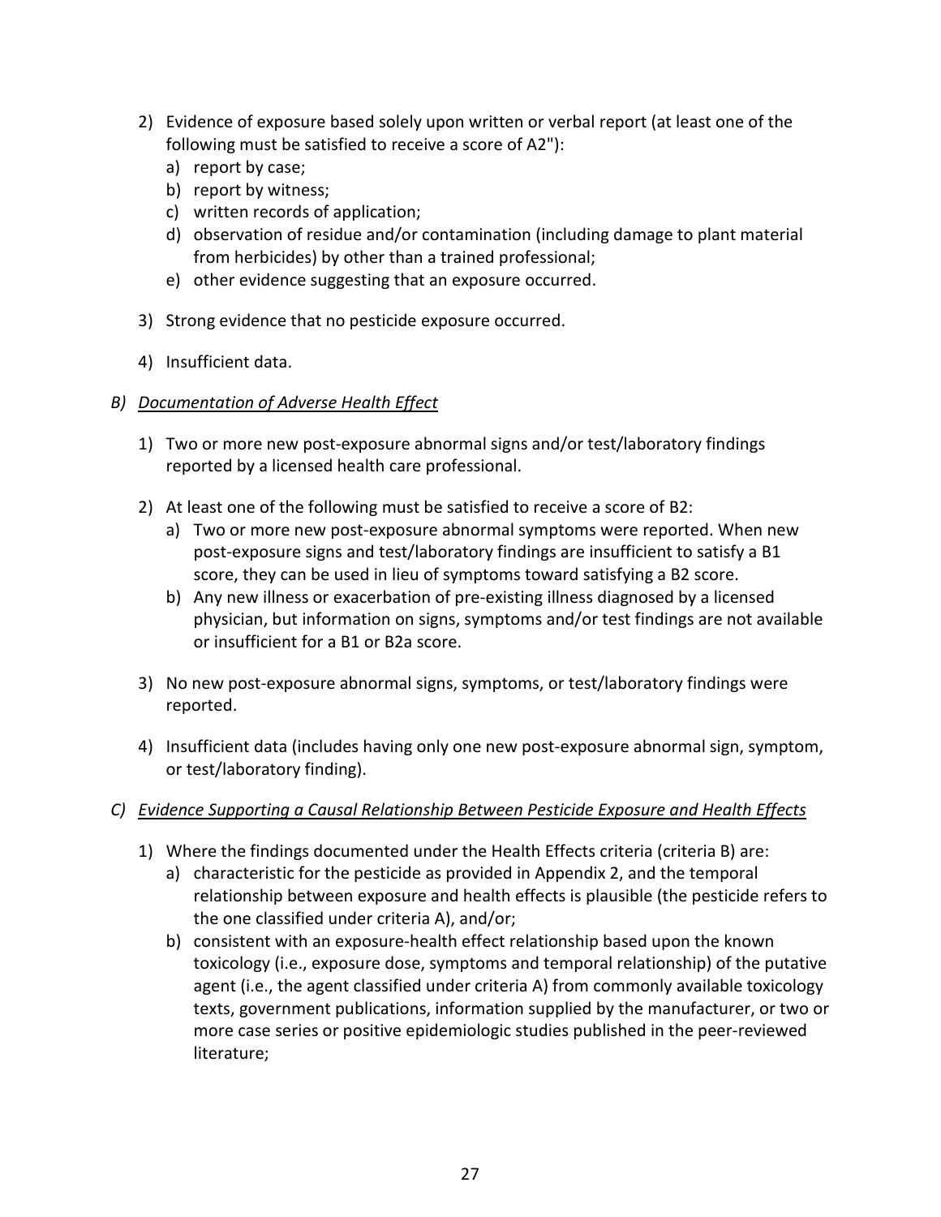2) Evidence of exposure based solely upon written or verbal report (at least one of the following must be satisfied to receive a score of A2"):
   a) report by case;
   b) report by witness;
   c) written records of application;
   d) observation of residue and/or contamination (including damage to plant material from herbicides) by other than a trained professional;
   e) other evidence suggesting that an exposure occurred.

3) Strong evidence that no pesticide exposure occurred.

4) Insufficient data.

*B) Documentation of Adverse Health Effect*

1) Two or more new post-exposure abnormal signs and/or test/laboratory findings reported by a licensed health care professional.

2) At least one of the following must be satisfied to receive a score of B2:
   a) Two or more new post-exposure abnormal symptoms were reported. When new post-exposure signs and test/laboratory findings are insufficient to satisfy a B1 score, they can be used in lieu of symptoms toward satisfying a B2 score.
   b) Any new illness or exacerbation of pre-existing illness diagnosed by a licensed physician, but information on signs, symptoms and/or test findings are not available or insufficient for a B1 or B2a score.

3) No new post-exposure abnormal signs, symptoms, or test/laboratory findings were reported.

4) Insufficient data (includes having only one new post-exposure abnormal sign, symptom, or test/laboratory finding).

*C) Evidence Supporting a Causal Relationship Between Pesticide Exposure and Health Effects*

1) Where the findings documented under the Health Effects criteria (criteria B) are:
   a) characteristic for the pesticide as provided in Appendix 2, and the temporal relationship between exposure and health effects is plausible (the pesticide refers to the one classified under criteria A), and/or;
   b) consistent with an exposure-health effect relationship based upon the known toxicology (i.e., exposure dose, symptoms and temporal relationship) of the putative agent (i.e., the agent classified under criteria A) from commonly available toxicology texts, government publications, information supplied by the manufacturer, or two or more case series or positive epidemiologic studies published in the peer-reviewed literature;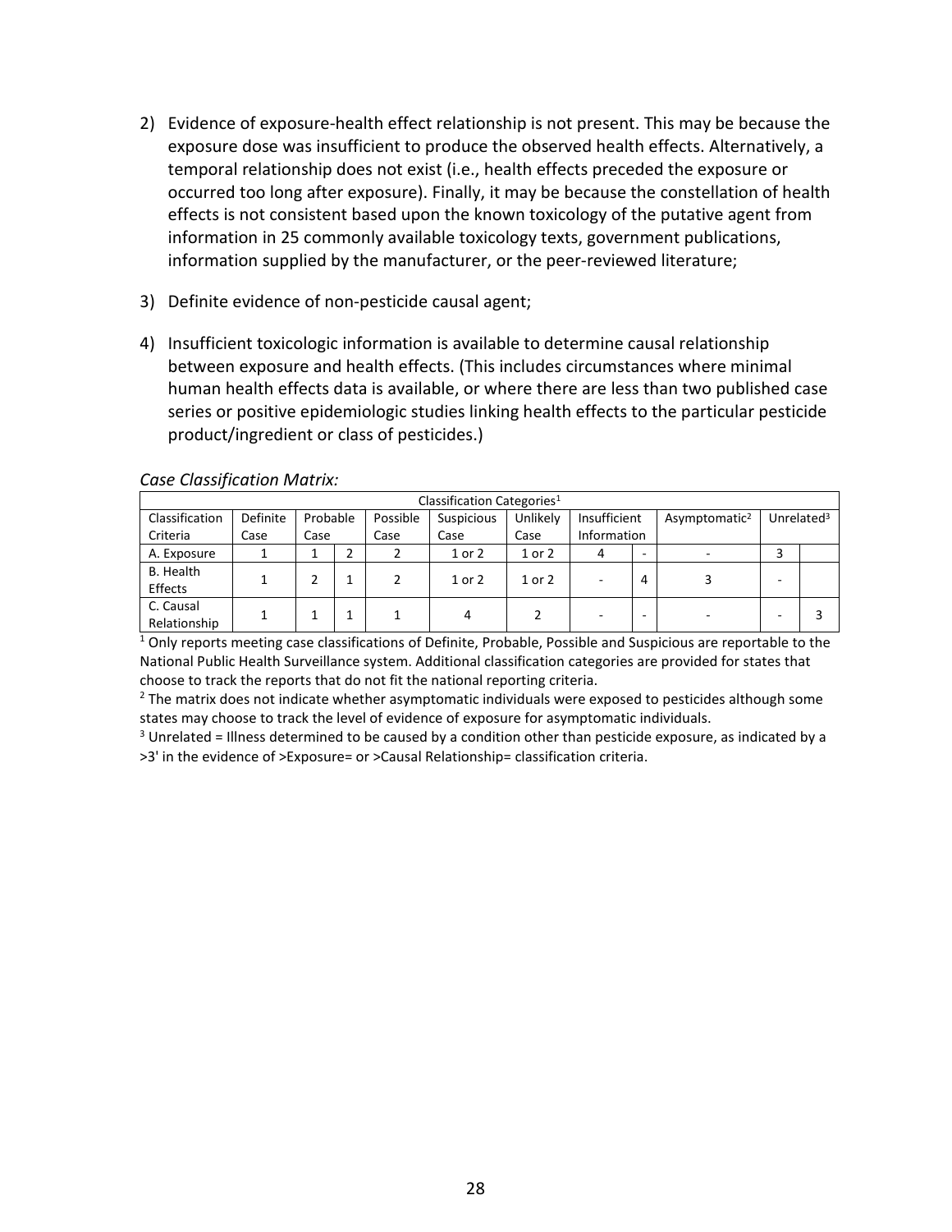2) Evidence of exposure-health effect relationship is not present. This may be because the exposure dose was insufficient to produce the observed health effects. Alternatively, a temporal relationship does not exist (i.e., health effects preceded the exposure or occurred too long after exposure). Finally, it may be because the constellation of health effects is not consistent based upon the known toxicology of the putative agent from information in 25 commonly available toxicology texts, government publications, information supplied by the manufacturer, or the peer-reviewed literature;

3) Definite evidence of non-pesticide causal agent;

4) Insufficient toxicologic information is available to determine causal relationship between exposure and health effects. (This includes circumstances where minimal human health effects data is available, or where there are less than two published case series or positive epidemiologic studies linking health effects to the particular pesticide product/ingredient or class of pesticides.)

*Case Classification Matrix:*

| Classification Categories[1] | | | | | | | | | | | |
|---|---|---|---|---|---|---|---|---|---|---|---|
| Classification Criteria | Definite Case | Probable Case | | Possible Case | Suspicious Case | Unlikely Case | Insufficient Information | | Asymptomatic[2] | Unrelated[3] | |
| A. Exposure | 1 | 1 | 2 | 2 | 1 or 2 | 1 or 2 | 4 | - | - | 3 | |
| B. Health Effects | 1 | 2 | 1 | 2 | 1 or 2 | 1 or 2 | - | 4 | 3 | - | |
| C. Causal Relationship | 1 | 1 | 1 | 1 | 4 | 2 | - | - | - | - | 3 |

[1] Only reports meeting case classifications of Definite, Probable, Possible and Suspicious are reportable to the National Public Health Surveillance system. Additional classification categories are provided for states that choose to track the reports that do not fit the national reporting criteria.

[2] The matrix does not indicate whether asymptomatic individuals were exposed to pesticides although some states may choose to track the level of evidence of exposure for asymptomatic individuals.

[3] Unrelated = Illness determined to be caused by a condition other than pesticide exposure, as indicated by a >3' in the evidence of >Exposure= or >Causal Relationship= classification criteria.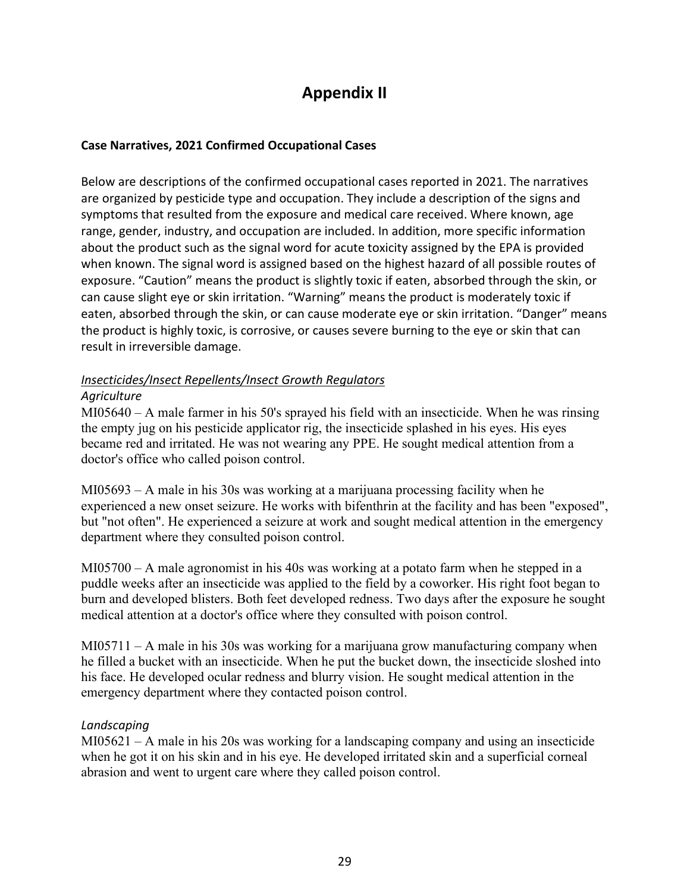# Appendix II

**Case Narratives, 2021 Confirmed Occupational Cases**

Below are descriptions of the confirmed occupational cases reported in 2021. The narratives are organized by pesticide type and occupation. They include a description of the signs and symptoms that resulted from the exposure and medical care received. Where known, age range, gender, industry, and occupation are included. In addition, more specific information about the product such as the signal word for acute toxicity assigned by the EPA is provided when known. The signal word is assigned based on the highest hazard of all possible routes of exposure. "Caution" means the product is slightly toxic if eaten, absorbed through the skin, or can cause slight eye or skin irritation. "Warning" means the product is moderately toxic if eaten, absorbed through the skin, or can cause moderate eye or skin irritation. "Danger" means the product is highly toxic, is corrosive, or causes severe burning to the eye or skin that can result in irreversible damage.

*Insecticides/Insect Repellents/Insect Growth Regulators*

*Agriculture*

MI05640 – A male farmer in his 50's sprayed his field with an insecticide. When he was rinsing the empty jug on his pesticide applicator rig, the insecticide splashed in his eyes. His eyes became red and irritated. He was not wearing any PPE. He sought medical attention from a doctor's office who called poison control.

MI05693 – A male in his 30s was working at a marijuana processing facility when he experienced a new onset seizure. He works with bifenthrin at the facility and has been "exposed", but "not often". He experienced a seizure at work and sought medical attention in the emergency department where they consulted poison control.

MI05700 – A male agronomist in his 40s was working at a potato farm when he stepped in a puddle weeks after an insecticide was applied to the field by a coworker. His right foot began to burn and developed blisters. Both feet developed redness. Two days after the exposure he sought medical attention at a doctor's office where they consulted with poison control.

MI05711 – A male in his 30s was working for a marijuana grow manufacturing company when he filled a bucket with an insecticide. When he put the bucket down, the insecticide sloshed into his face. He developed ocular redness and blurry vision. He sought medical attention in the emergency department where they contacted poison control.

*Landscaping*

MI05621 – A male in his 20s was working for a landscaping company and using an insecticide when he got it on his skin and in his eye. He developed irritated skin and a superficial corneal abrasion and went to urgent care where they called poison control.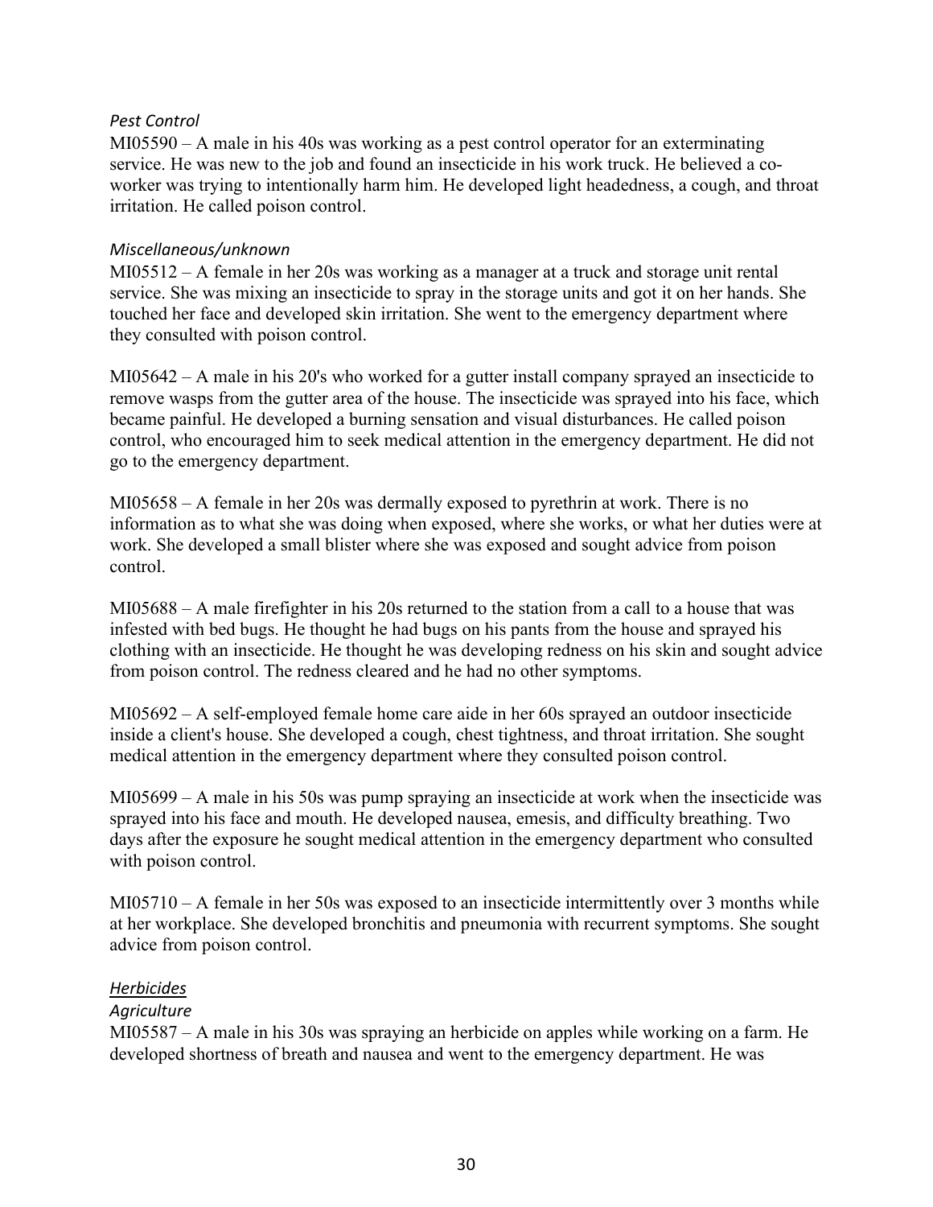*Pest Control*

MI05590 – A male in his 40s was working as a pest control operator for an exterminating service. He was new to the job and found an insecticide in his work truck. He believed a co-worker was trying to intentionally harm him. He developed light headedness, a cough, and throat irritation. He called poison control.

*Miscellaneous/unknown*

MI05512 – A female in her 20s was working as a manager at a truck and storage unit rental service. She was mixing an insecticide to spray in the storage units and got it on her hands. She touched her face and developed skin irritation. She went to the emergency department where they consulted with poison control.

MI05642 – A male in his 20's who worked for a gutter install company sprayed an insecticide to remove wasps from the gutter area of the house. The insecticide was sprayed into his face, which became painful. He developed a burning sensation and visual disturbances. He called poison control, who encouraged him to seek medical attention in the emergency department. He did not go to the emergency department.

MI05658 – A female in her 20s was dermally exposed to pyrethrin at work. There is no information as to what she was doing when exposed, where she works, or what her duties were at work. She developed a small blister where she was exposed and sought advice from poison control.

MI05688 – A male firefighter in his 20s returned to the station from a call to a house that was infested with bed bugs. He thought he had bugs on his pants from the house and sprayed his clothing with an insecticide. He thought he was developing redness on his skin and sought advice from poison control. The redness cleared and he had no other symptoms.

MI05692 – A self-employed female home care aide in her 60s sprayed an outdoor insecticide inside a client's house. She developed a cough, chest tightness, and throat irritation. She sought medical attention in the emergency department where they consulted poison control.

MI05699 – A male in his 50s was pump spraying an insecticide at work when the insecticide was sprayed into his face and mouth. He developed nausea, emesis, and difficulty breathing. Two days after the exposure he sought medical attention in the emergency department who consulted with poison control.

MI05710 – A female in her 50s was exposed to an insecticide intermittently over 3 months while at her workplace. She developed bronchitis and pneumonia with recurrent symptoms. She sought advice from poison control.

*Herbicides*

*Agriculture*

MI05587 – A male in his 30s was spraying an herbicide on apples while working on a farm. He developed shortness of breath and nausea and went to the emergency department. He was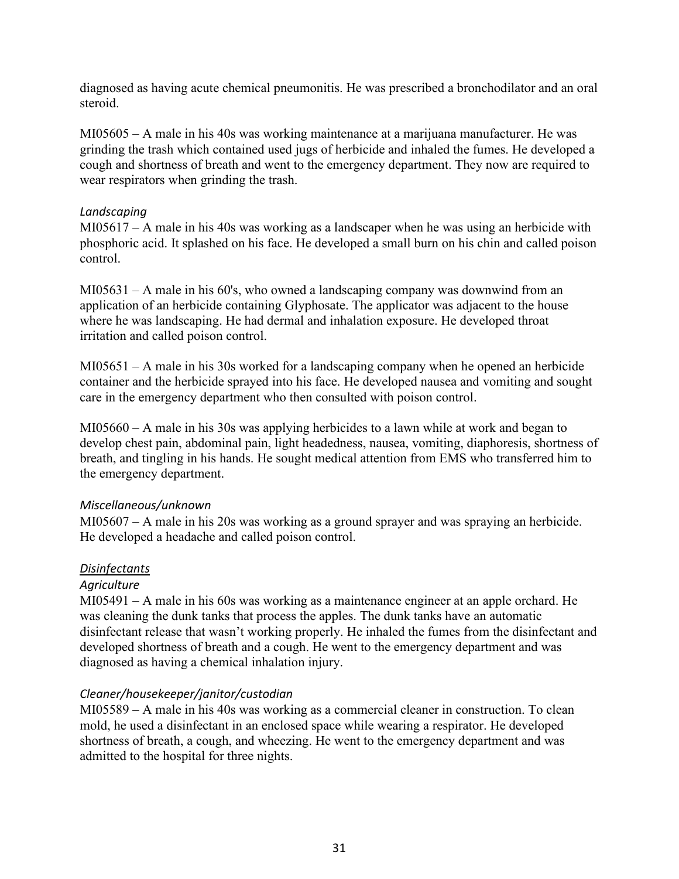diagnosed as having acute chemical pneumonitis. He was prescribed a bronchodilator and an oral steroid.

MI05605 – A male in his 40s was working maintenance at a marijuana manufacturer. He was grinding the trash which contained used jugs of herbicide and inhaled the fumes. He developed a cough and shortness of breath and went to the emergency department. They now are required to wear respirators when grinding the trash.

*Landscaping*

MI05617 – A male in his 40s was working as a landscaper when he was using an herbicide with phosphoric acid. It splashed on his face. He developed a small burn on his chin and called poison control.

MI05631 – A male in his 60's, who owned a landscaping company was downwind from an application of an herbicide containing Glyphosate. The applicator was adjacent to the house where he was landscaping. He had dermal and inhalation exposure. He developed throat irritation and called poison control.

MI05651 – A male in his 30s worked for a landscaping company when he opened an herbicide container and the herbicide sprayed into his face. He developed nausea and vomiting and sought care in the emergency department who then consulted with poison control.

MI05660 – A male in his 30s was applying herbicides to a lawn while at work and began to develop chest pain, abdominal pain, light headedness, nausea, vomiting, diaphoresis, shortness of breath, and tingling in his hands. He sought medical attention from EMS who transferred him to the emergency department.

*Miscellaneous/unknown*

MI05607 – A male in his 20s was working as a ground sprayer and was spraying an herbicide. He developed a headache and called poison control.

*<u>Disinfectants</u>*

*Agriculture*

MI05491 – A male in his 60s was working as a maintenance engineer at an apple orchard. He was cleaning the dunk tanks that process the apples. The dunk tanks have an automatic disinfectant release that wasn't working properly. He inhaled the fumes from the disinfectant and developed shortness of breath and a cough. He went to the emergency department and was diagnosed as having a chemical inhalation injury.

*Cleaner/housekeeper/janitor/custodian*

MI05589 – A male in his 40s was working as a commercial cleaner in construction. To clean mold, he used a disinfectant in an enclosed space while wearing a respirator. He developed shortness of breath, a cough, and wheezing. He went to the emergency department and was admitted to the hospital for three nights.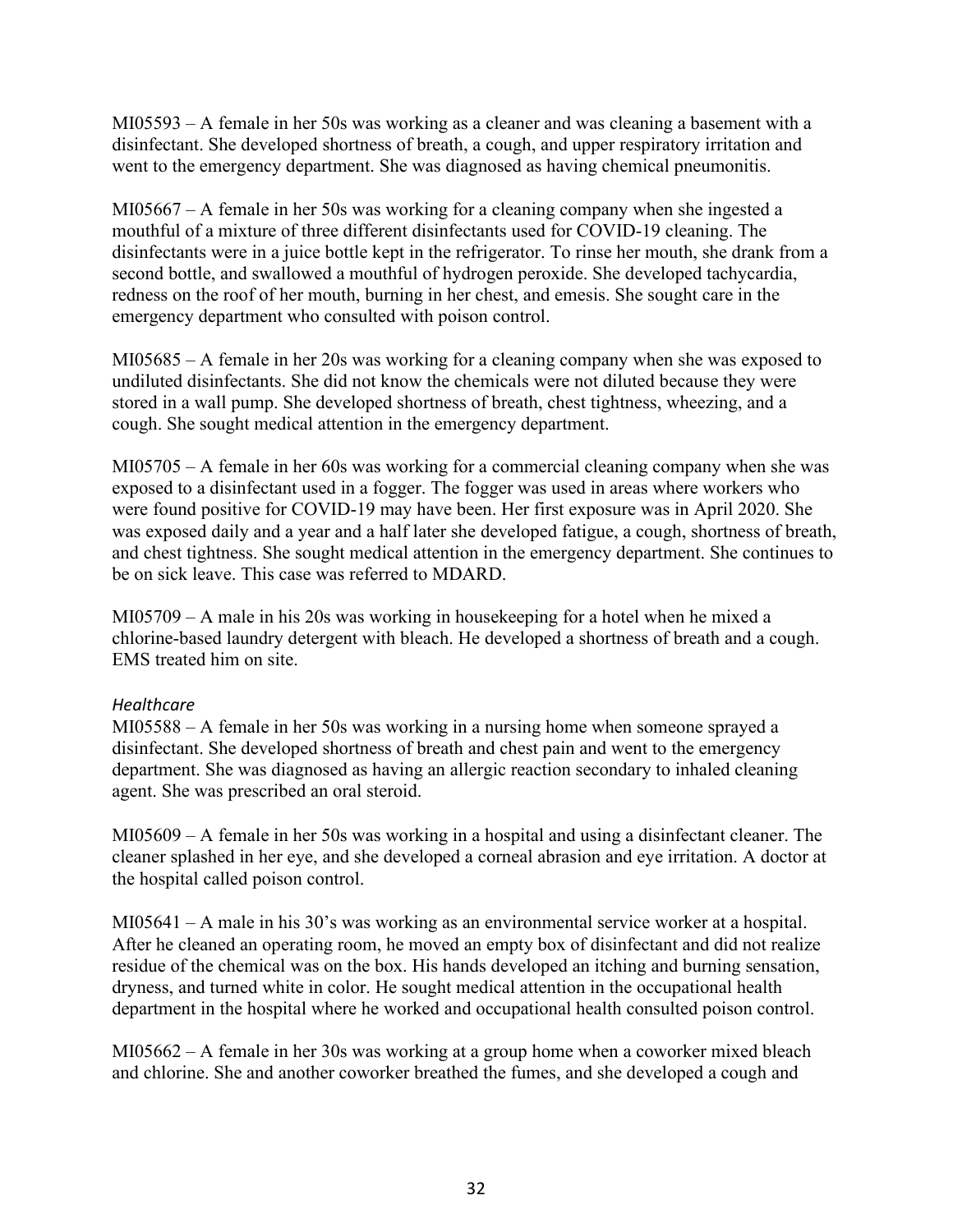MI05593 – A female in her 50s was working as a cleaner and was cleaning a basement with a disinfectant. She developed shortness of breath, a cough, and upper respiratory irritation and went to the emergency department. She was diagnosed as having chemical pneumonitis.

MI05667 – A female in her 50s was working for a cleaning company when she ingested a mouthful of a mixture of three different disinfectants used for COVID-19 cleaning. The disinfectants were in a juice bottle kept in the refrigerator. To rinse her mouth, she drank from a second bottle, and swallowed a mouthful of hydrogen peroxide. She developed tachycardia, redness on the roof of her mouth, burning in her chest, and emesis. She sought care in the emergency department who consulted with poison control.

MI05685 – A female in her 20s was working for a cleaning company when she was exposed to undiluted disinfectants. She did not know the chemicals were not diluted because they were stored in a wall pump. She developed shortness of breath, chest tightness, wheezing, and a cough. She sought medical attention in the emergency department.

MI05705 – A female in her 60s was working for a commercial cleaning company when she was exposed to a disinfectant used in a fogger. The fogger was used in areas where workers who were found positive for COVID-19 may have been. Her first exposure was in April 2020. She was exposed daily and a year and a half later she developed fatigue, a cough, shortness of breath, and chest tightness. She sought medical attention in the emergency department. She continues to be on sick leave. This case was referred to MDARD.

MI05709 – A male in his 20s was working in housekeeping for a hotel when he mixed a chlorine-based laundry detergent with bleach. He developed a shortness of breath and a cough. EMS treated him on site.

*Healthcare*

MI05588 – A female in her 50s was working in a nursing home when someone sprayed a disinfectant. She developed shortness of breath and chest pain and went to the emergency department. She was diagnosed as having an allergic reaction secondary to inhaled cleaning agent. She was prescribed an oral steroid.

MI05609 – A female in her 50s was working in a hospital and using a disinfectant cleaner. The cleaner splashed in her eye, and she developed a corneal abrasion and eye irritation. A doctor at the hospital called poison control.

MI05641 – A male in his 30's was working as an environmental service worker at a hospital. After he cleaned an operating room, he moved an empty box of disinfectant and did not realize residue of the chemical was on the box. His hands developed an itching and burning sensation, dryness, and turned white in color. He sought medical attention in the occupational health department in the hospital where he worked and occupational health consulted poison control.

MI05662 – A female in her 30s was working at a group home when a coworker mixed bleach and chlorine. She and another coworker breathed the fumes, and she developed a cough and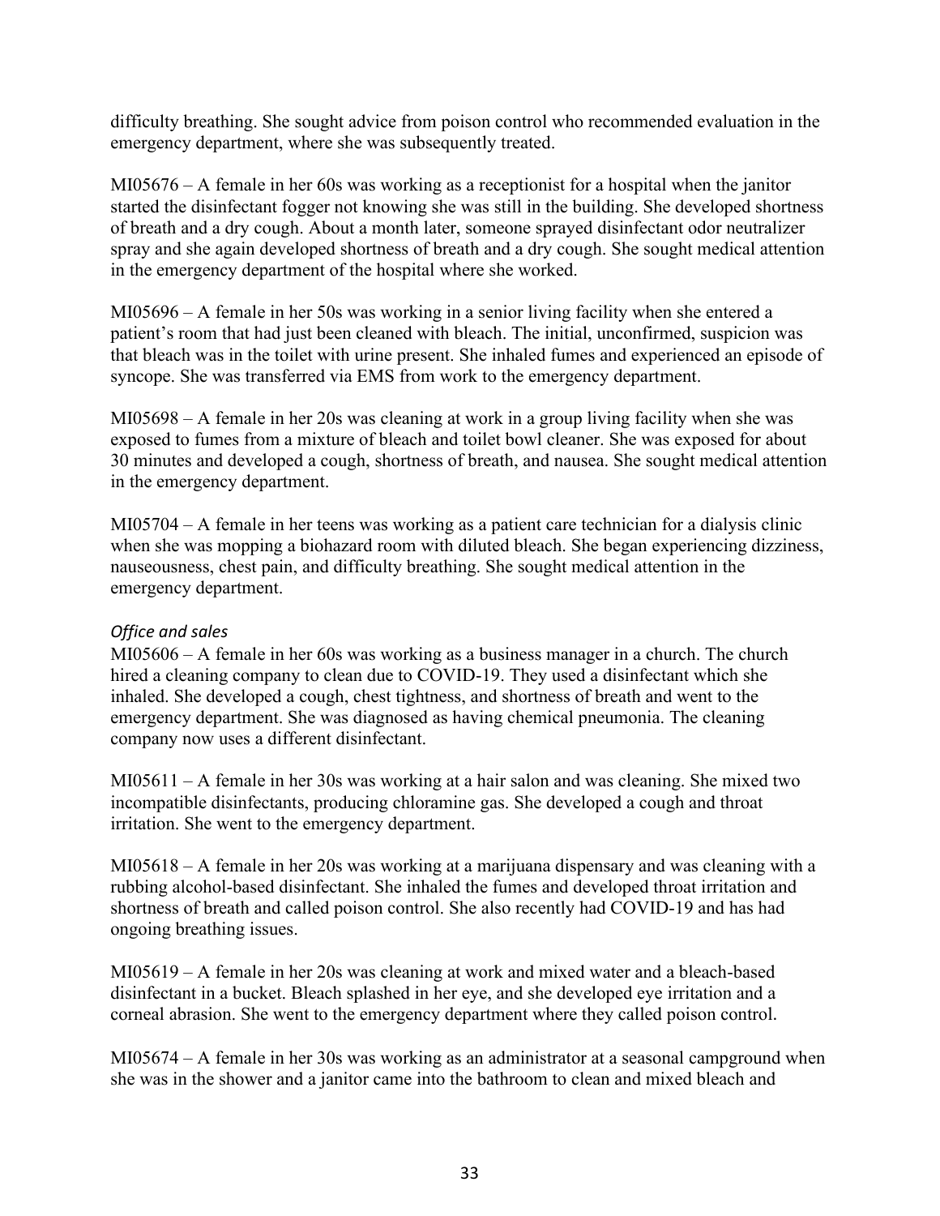difficulty breathing. She sought advice from poison control who recommended evaluation in the emergency department, where she was subsequently treated.

MI05676 – A female in her 60s was working as a receptionist for a hospital when the janitor started the disinfectant fogger not knowing she was still in the building. She developed shortness of breath and a dry cough. About a month later, someone sprayed disinfectant odor neutralizer spray and she again developed shortness of breath and a dry cough. She sought medical attention in the emergency department of the hospital where she worked.

MI05696 – A female in her 50s was working in a senior living facility when she entered a patient's room that had just been cleaned with bleach. The initial, unconfirmed, suspicion was that bleach was in the toilet with urine present. She inhaled fumes and experienced an episode of syncope. She was transferred via EMS from work to the emergency department.

MI05698 – A female in her 20s was cleaning at work in a group living facility when she was exposed to fumes from a mixture of bleach and toilet bowl cleaner. She was exposed for about 30 minutes and developed a cough, shortness of breath, and nausea. She sought medical attention in the emergency department.

MI05704 – A female in her teens was working as a patient care technician for a dialysis clinic when she was mopping a biohazard room with diluted bleach. She began experiencing dizziness, nauseousness, chest pain, and difficulty breathing. She sought medical attention in the emergency department.

*Office and sales*

MI05606 – A female in her 60s was working as a business manager in a church. The church hired a cleaning company to clean due to COVID-19. They used a disinfectant which she inhaled. She developed a cough, chest tightness, and shortness of breath and went to the emergency department. She was diagnosed as having chemical pneumonia. The cleaning company now uses a different disinfectant.

MI05611 – A female in her 30s was working at a hair salon and was cleaning. She mixed two incompatible disinfectants, producing chloramine gas. She developed a cough and throat irritation. She went to the emergency department.

MI05618 – A female in her 20s was working at a marijuana dispensary and was cleaning with a rubbing alcohol-based disinfectant. She inhaled the fumes and developed throat irritation and shortness of breath and called poison control. She also recently had COVID-19 and has had ongoing breathing issues.

MI05619 – A female in her 20s was cleaning at work and mixed water and a bleach-based disinfectant in a bucket. Bleach splashed in her eye, and she developed eye irritation and a corneal abrasion. She went to the emergency department where they called poison control.

MI05674 – A female in her 30s was working as an administrator at a seasonal campground when she was in the shower and a janitor came into the bathroom to clean and mixed bleach and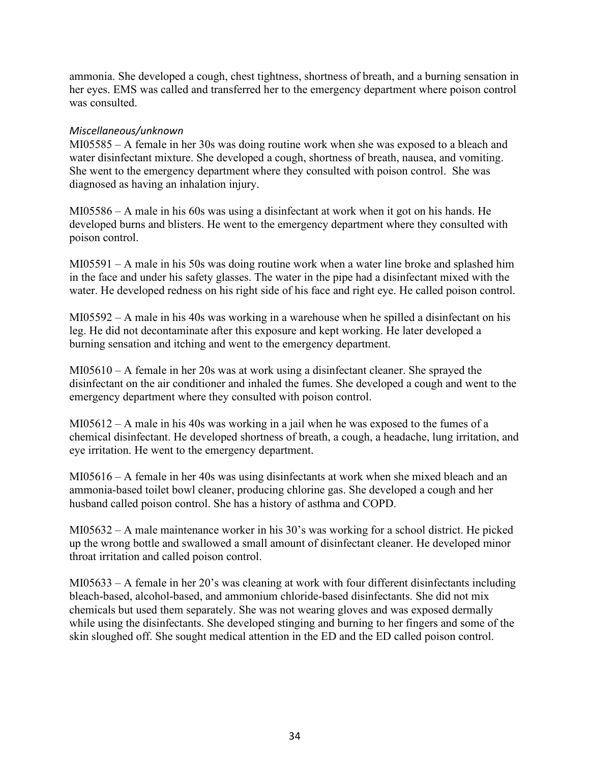ammonia. She developed a cough, chest tightness, shortness of breath, and a burning sensation in her eyes. EMS was called and transferred her to the emergency department where poison control was consulted.

*Miscellaneous/unknown*

MI05585 – A female in her 30s was doing routine work when she was exposed to a bleach and water disinfectant mixture. She developed a cough, shortness of breath, nausea, and vomiting. She went to the emergency department where they consulted with poison control. She was diagnosed as having an inhalation injury.

MI05586 – A male in his 60s was using a disinfectant at work when it got on his hands. He developed burns and blisters. He went to the emergency department where they consulted with poison control.

MI05591 – A male in his 50s was doing routine work when a water line broke and splashed him in the face and under his safety glasses. The water in the pipe had a disinfectant mixed with the water. He developed redness on his right side of his face and right eye. He called poison control.

MI05592 – A male in his 40s was working in a warehouse when he spilled a disinfectant on his leg. He did not decontaminate after this exposure and kept working. He later developed a burning sensation and itching and went to the emergency department.

MI05610 – A female in her 20s was at work using a disinfectant cleaner. She sprayed the disinfectant on the air conditioner and inhaled the fumes. She developed a cough and went to the emergency department where they consulted with poison control.

MI05612 – A male in his 40s was working in a jail when he was exposed to the fumes of a chemical disinfectant. He developed shortness of breath, a cough, a headache, lung irritation, and eye irritation. He went to the emergency department.

MI05616 – A female in her 40s was using disinfectants at work when she mixed bleach and an ammonia-based toilet bowl cleaner, producing chlorine gas. She developed a cough and her husband called poison control. She has a history of asthma and COPD.

MI05632 – A male maintenance worker in his 30's was working for a school district. He picked up the wrong bottle and swallowed a small amount of disinfectant cleaner. He developed minor throat irritation and called poison control.

MI05633 – A female in her 20's was cleaning at work with four different disinfectants including bleach-based, alcohol-based, and ammonium chloride-based disinfectants. She did not mix chemicals but used them separately. She was not wearing gloves and was exposed dermally while using the disinfectants. She developed stinging and burning to her fingers and some of the skin sloughed off. She sought medical attention in the ED and the ED called poison control.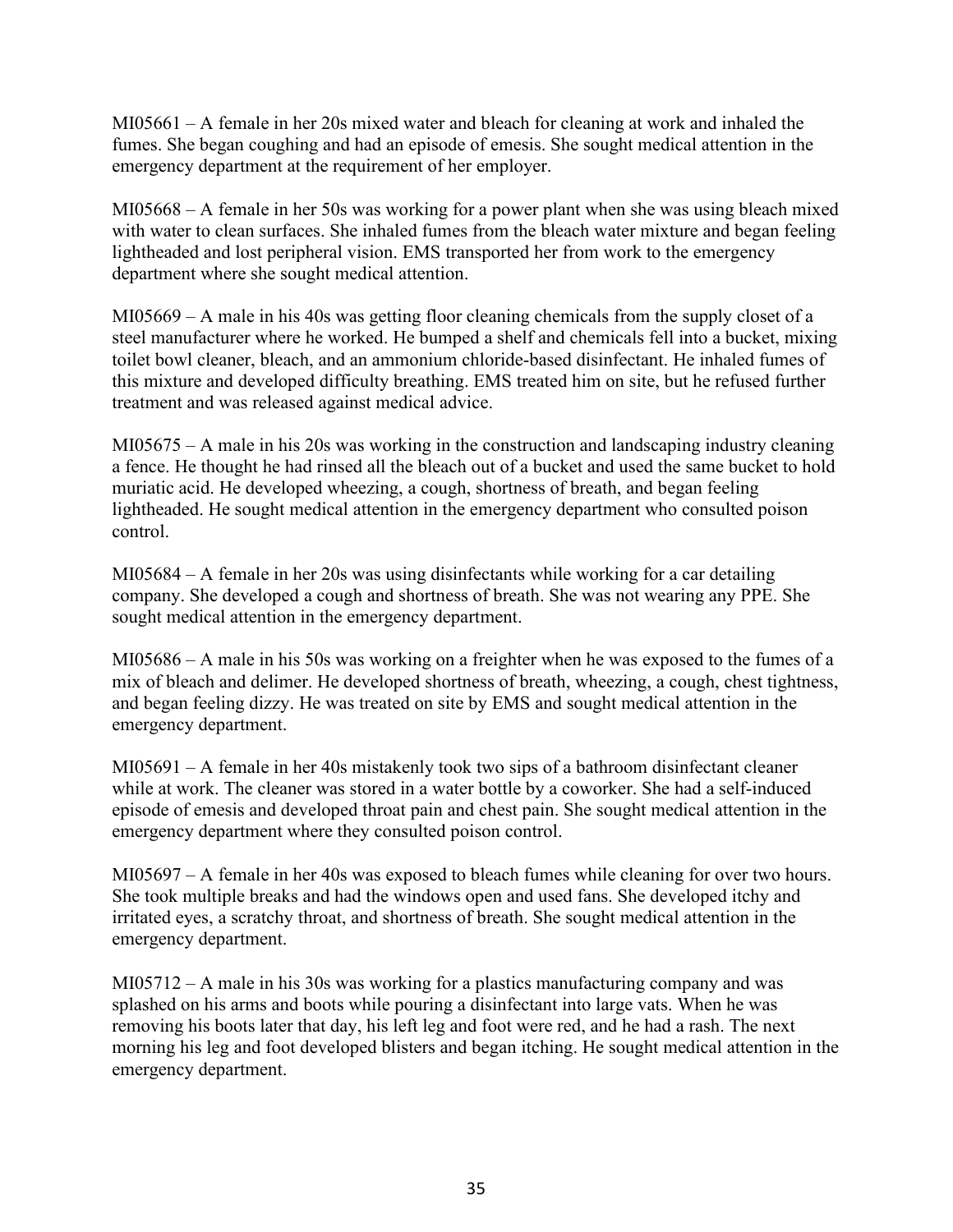MI05661 – A female in her 20s mixed water and bleach for cleaning at work and inhaled the fumes. She began coughing and had an episode of emesis. She sought medical attention in the emergency department at the requirement of her employer.

MI05668 – A female in her 50s was working for a power plant when she was using bleach mixed with water to clean surfaces. She inhaled fumes from the bleach water mixture and began feeling lightheaded and lost peripheral vision. EMS transported her from work to the emergency department where she sought medical attention.

MI05669 – A male in his 40s was getting floor cleaning chemicals from the supply closet of a steel manufacturer where he worked. He bumped a shelf and chemicals fell into a bucket, mixing toilet bowl cleaner, bleach, and an ammonium chloride-based disinfectant. He inhaled fumes of this mixture and developed difficulty breathing. EMS treated him on site, but he refused further treatment and was released against medical advice.

MI05675 – A male in his 20s was working in the construction and landscaping industry cleaning a fence. He thought he had rinsed all the bleach out of a bucket and used the same bucket to hold muriatic acid. He developed wheezing, a cough, shortness of breath, and began feeling lightheaded. He sought medical attention in the emergency department who consulted poison control.

MI05684 – A female in her 20s was using disinfectants while working for a car detailing company. She developed a cough and shortness of breath. She was not wearing any PPE. She sought medical attention in the emergency department.

MI05686 – A male in his 50s was working on a freighter when he was exposed to the fumes of a mix of bleach and delimer. He developed shortness of breath, wheezing, a cough, chest tightness, and began feeling dizzy. He was treated on site by EMS and sought medical attention in the emergency department.

MI05691 – A female in her 40s mistakenly took two sips of a bathroom disinfectant cleaner while at work. The cleaner was stored in a water bottle by a coworker. She had a self-induced episode of emesis and developed throat pain and chest pain. She sought medical attention in the emergency department where they consulted poison control.

MI05697 – A female in her 40s was exposed to bleach fumes while cleaning for over two hours. She took multiple breaks and had the windows open and used fans. She developed itchy and irritated eyes, a scratchy throat, and shortness of breath. She sought medical attention in the emergency department.

MI05712 – A male in his 30s was working for a plastics manufacturing company and was splashed on his arms and boots while pouring a disinfectant into large vats. When he was removing his boots later that day, his left leg and foot were red, and he had a rash. The next morning his leg and foot developed blisters and began itching. He sought medical attention in the emergency department.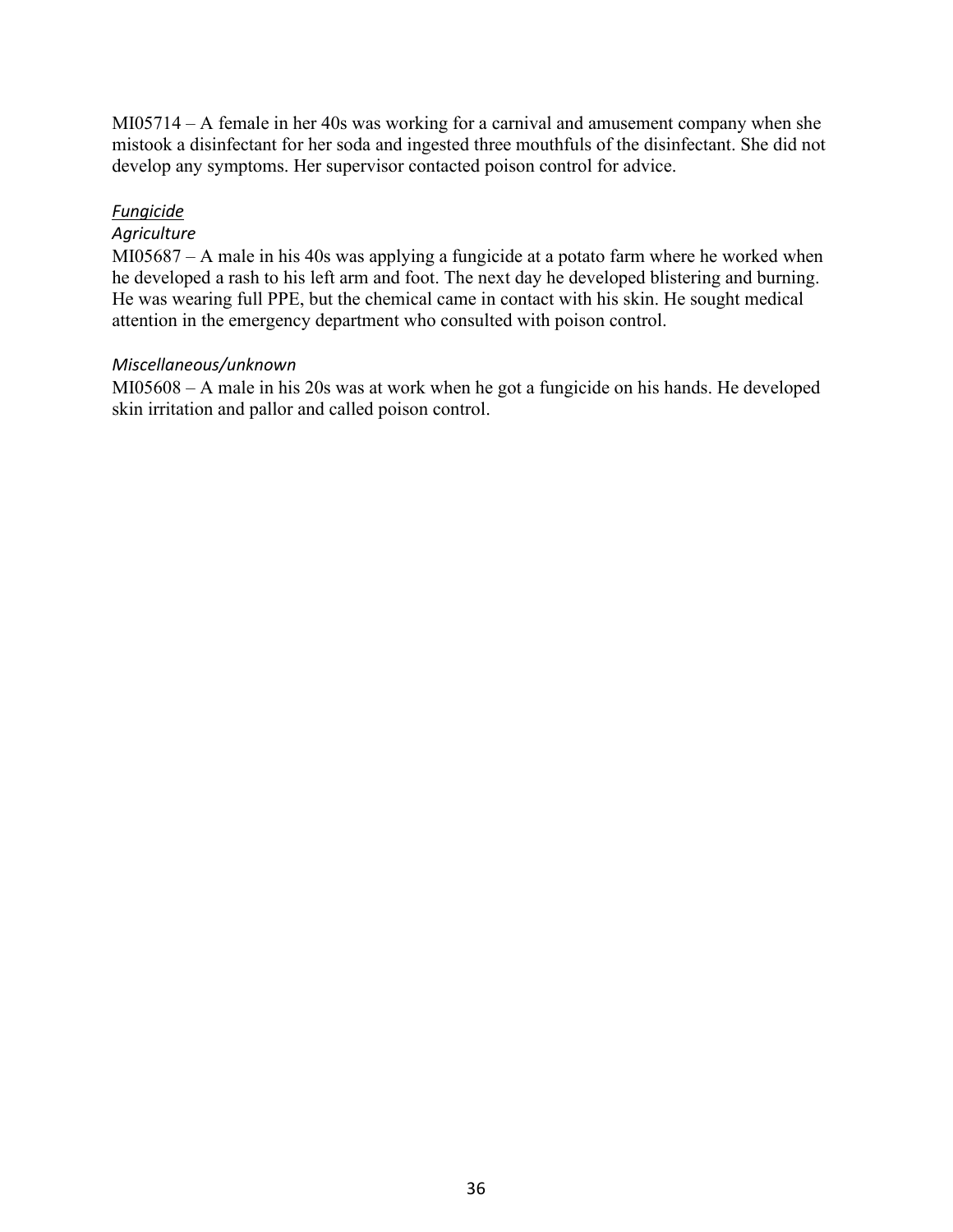MI05714 – A female in her 40s was working for a carnival and amusement company when she mistook a disinfectant for her soda and ingested three mouthfuls of the disinfectant. She did not develop any symptoms. Her supervisor contacted poison control for advice.

*Fungicide*

*Agriculture*

MI05687 – A male in his 40s was applying a fungicide at a potato farm where he worked when he developed a rash to his left arm and foot. The next day he developed blistering and burning. He was wearing full PPE, but the chemical came in contact with his skin. He sought medical attention in the emergency department who consulted with poison control.

*Miscellaneous/unknown*

MI05608 – A male in his 20s was at work when he got a fungicide on his hands. He developed skin irritation and pallor and called poison control.